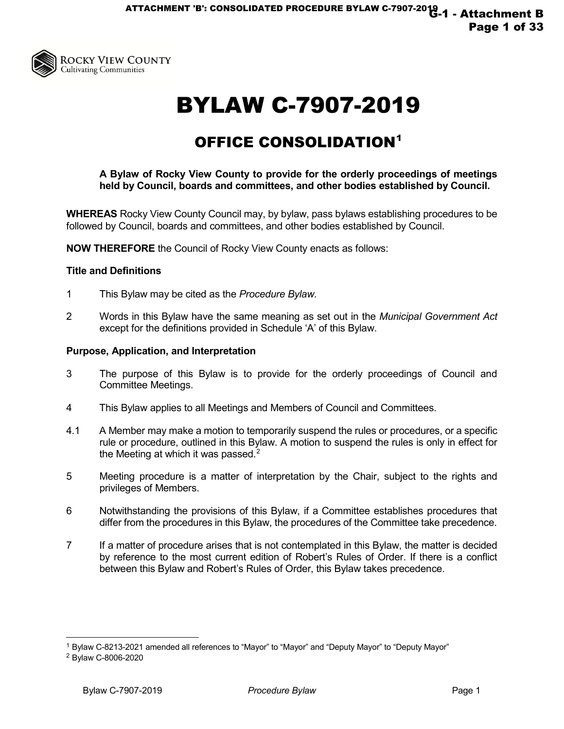# BYLAW C-7907-2019

## OFFICE CONSOLIDATION[1]

**A Bylaw of Rocky View County to provide for the orderly proceedings of meetings held by Council, boards and committees, and other bodies established by Council.**

**WHEREAS** Rocky View County Council may, by bylaw, pass bylaws establishing procedures to be followed by Council, boards and committees, and other bodies established by Council.

**NOW THEREFORE** the Council of Rocky View County enacts as follows:

### Title and Definitions

1 This Bylaw may be cited as the *Procedure Bylaw*.

2 Words in this Bylaw have the same meaning as set out in the *Municipal Government Act* except for the definitions provided in Schedule 'A' of this Bylaw.

### Purpose, Application, and Interpretation

3 The purpose of this Bylaw is to provide for the orderly proceedings of Council and Committee Meetings.

4 This Bylaw applies to all Meetings and Members of Council and Committees.

4.1 A Member may make a motion to temporarily suspend the rules or procedures, or a specific rule or procedure, outlined in this Bylaw. A motion to suspend the rules is only in effect for the Meeting at which it was passed.[2]

5 Meeting procedure is a matter of interpretation by the Chair, subject to the rights and privileges of Members.

6 Notwithstanding the provisions of this Bylaw, if a Committee establishes procedures that differ from the procedures in this Bylaw, the procedures of the Committee take precedence.

7 If a matter of procedure arises that is not contemplated in this Bylaw, the matter is decided by reference to the most current edition of Robert's Rules of Order. If there is a conflict between this Bylaw and Robert's Rules of Order, this Bylaw takes precedence.

---

[1] Bylaw C-8213-2021 amended all references to "Mayor" to "Mayor" and "Deputy Mayor" to "Deputy Mayor"

[2] Bylaw C-8006-2020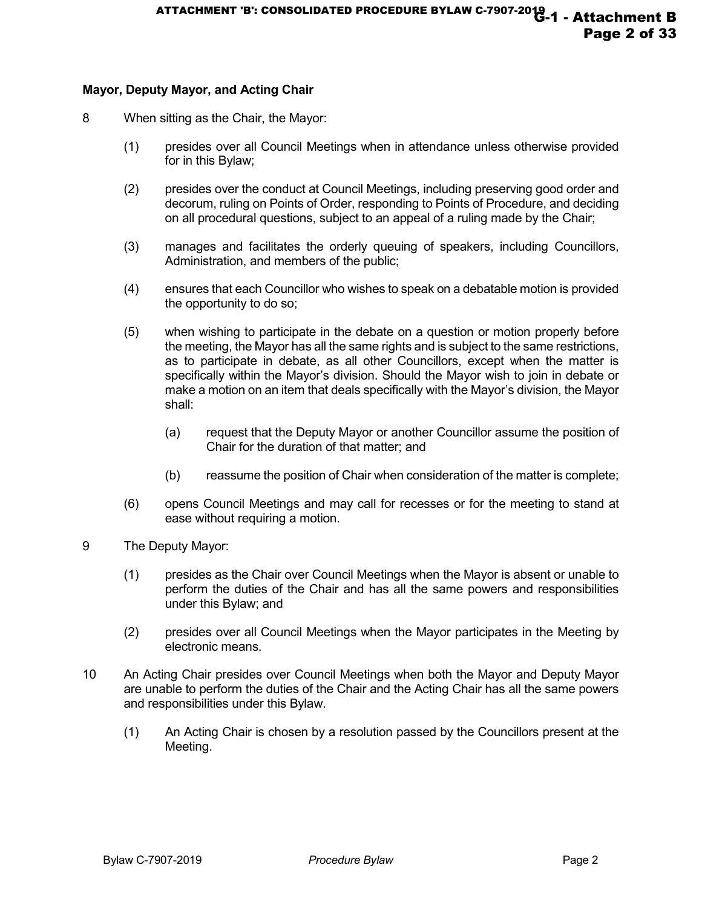### Mayor, Deputy Mayor, and Acting Chair

8 When sitting as the Chair, the Mayor:

(1) presides over all Council Meetings when in attendance unless otherwise provided for in this Bylaw;

(2) presides over the conduct at Council Meetings, including preserving good order and decorum, ruling on Points of Order, responding to Points of Procedure, and deciding on all procedural questions, subject to an appeal of a ruling made by the Chair;

(3) manages and facilitates the orderly queuing of speakers, including Councillors, Administration, and members of the public;

(4) ensures that each Councillor who wishes to speak on a debatable motion is provided the opportunity to do so;

(5) when wishing to participate in the debate on a question or motion properly before the meeting, the Mayor has all the same rights and is subject to the same restrictions, as to participate in debate, as all other Councillors, except when the matter is specifically within the Mayor's division. Should the Mayor wish to join in debate or make a motion on an item that deals specifically with the Mayor's division, the Mayor shall:

   (a) request that the Deputy Mayor or another Councillor assume the position of Chair for the duration of that matter; and

   (b) reassume the position of Chair when consideration of the matter is complete;

(6) opens Council Meetings and may call for recesses or for the meeting to stand at ease without requiring a motion.

9 The Deputy Mayor:

(1) presides as the Chair over Council Meetings when the Mayor is absent or unable to perform the duties of the Chair and has all the same powers and responsibilities under this Bylaw; and

(2) presides over all Council Meetings when the Mayor participates in the Meeting by electronic means.

10 An Acting Chair presides over Council Meetings when both the Mayor and Deputy Mayor are unable to perform the duties of the Chair and the Acting Chair has all the same powers and responsibilities under this Bylaw.

(1) An Acting Chair is chosen by a resolution passed by the Councillors present at the Meeting.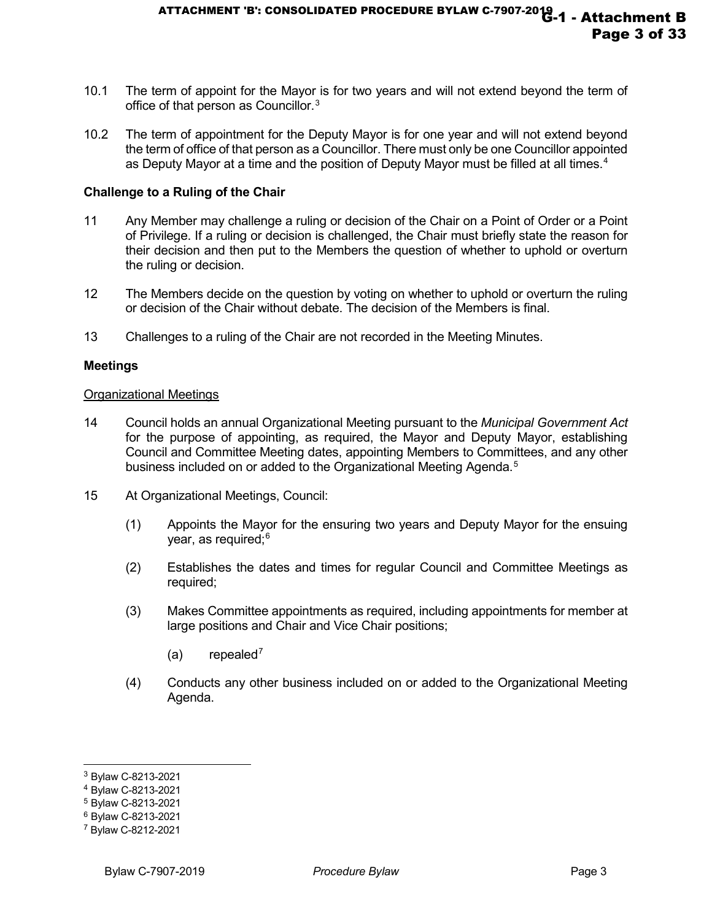10.1 The term of appoint for the Mayor is for two years and will not extend beyond the term of office of that person as Councillor.[3]

10.2 The term of appointment for the Deputy Mayor is for one year and will not extend beyond the term of office of that person as a Councillor. There must only be one Councillor appointed as Deputy Mayor at a time and the position of Deputy Mayor must be filled at all times.[4]

**Challenge to a Ruling of the Chair**

11 Any Member may challenge a ruling or decision of the Chair on a Point of Order or a Point of Privilege. If a ruling or decision is challenged, the Chair must briefly state the reason for their decision and then put to the Members the question of whether to uphold or overturn the ruling or decision.

12 The Members decide on the question by voting on whether to uphold or overturn the ruling or decision of the Chair without debate. The decision of the Members is final.

13 Challenges to a ruling of the Chair are not recorded in the Meeting Minutes.

**Meetings**

Organizational Meetings

14 Council holds an annual Organizational Meeting pursuant to the *Municipal Government Act* for the purpose of appointing, as required, the Mayor and Deputy Mayor, establishing Council and Committee Meeting dates, appointing Members to Committees, and any other business included on or added to the Organizational Meeting Agenda.[5]

15 At Organizational Meetings, Council:

(1) Appoints the Mayor for the ensuring two years and Deputy Mayor for the ensuing year, as required;[6]

(2) Establishes the dates and times for regular Council and Committee Meetings as required;

(3) Makes Committee appointments as required, including appointments for member at large positions and Chair and Vice Chair positions;

 (a) repealed[7]

(4) Conducts any other business included on or added to the Organizational Meeting Agenda.

---

[3] Bylaw C-8213-2021
[4] Bylaw C-8213-2021
[5] Bylaw C-8213-2021
[6] Bylaw C-8213-2021
[7] Bylaw C-8212-2021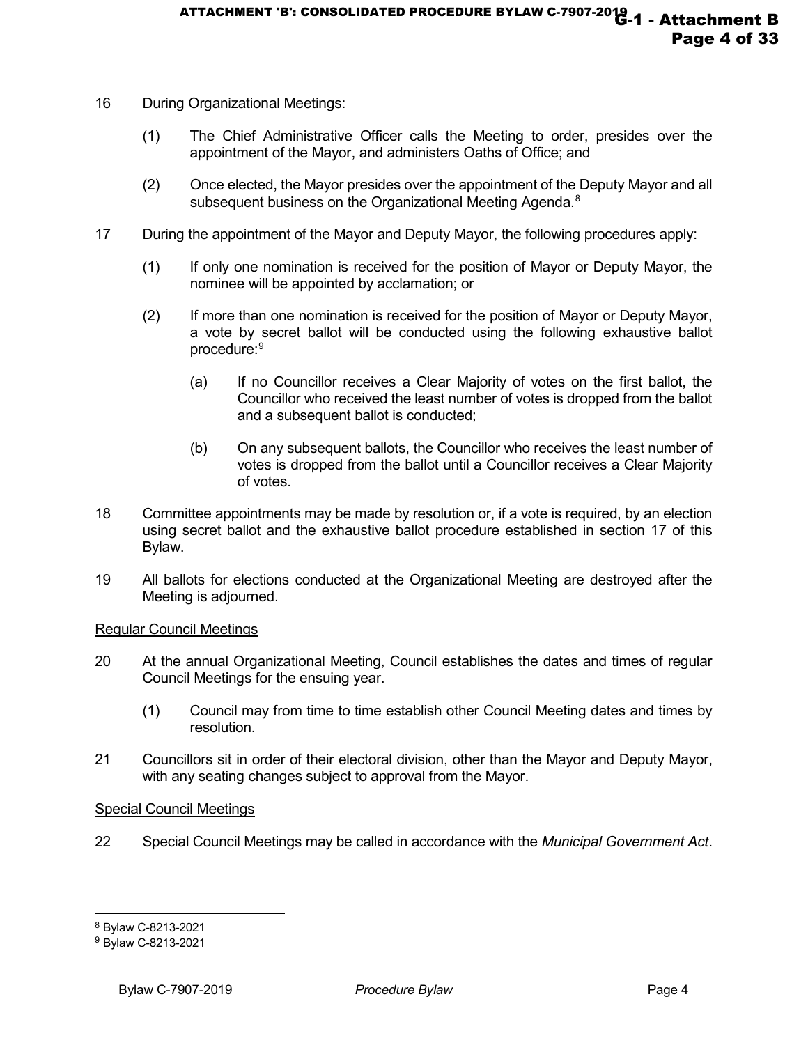16 During Organizational Meetings:

   (1) The Chief Administrative Officer calls the Meeting to order, presides over the appointment of the Mayor, and administers Oaths of Office; and

   (2) Once elected, the Mayor presides over the appointment of the Deputy Mayor and all subsequent business on the Organizational Meeting Agenda.[8]

17 During the appointment of the Mayor and Deputy Mayor, the following procedures apply:

   (1) If only one nomination is received for the position of Mayor or Deputy Mayor, the nominee will be appointed by acclamation; or

   (2) If more than one nomination is received for the position of Mayor or Deputy Mayor, a vote by secret ballot will be conducted using the following exhaustive ballot procedure:[9]

      (a) If no Councillor receives a Clear Majority of votes on the first ballot, the Councillor who received the least number of votes is dropped from the ballot and a subsequent ballot is conducted;

      (b) On any subsequent ballots, the Councillor who receives the least number of votes is dropped from the ballot until a Councillor receives a Clear Majority of votes.

18 Committee appointments may be made by resolution or, if a vote is required, by an election using secret ballot and the exhaustive ballot procedure established in section 17 of this Bylaw.

19 All ballots for elections conducted at the Organizational Meeting are destroyed after the Meeting is adjourned.

<u>Regular Council Meetings</u>

20 At the annual Organizational Meeting, Council establishes the dates and times of regular Council Meetings for the ensuing year.

   (1) Council may from time to time establish other Council Meeting dates and times by resolution.

21 Councillors sit in order of their electoral division, other than the Mayor and Deputy Mayor, with any seating changes subject to approval from the Mayor.

<u>Special Council Meetings</u>

22 Special Council Meetings may be called in accordance with the *Municipal Government Act*.

---

[8] Bylaw C-8213-2021

[9] Bylaw C-8213-2021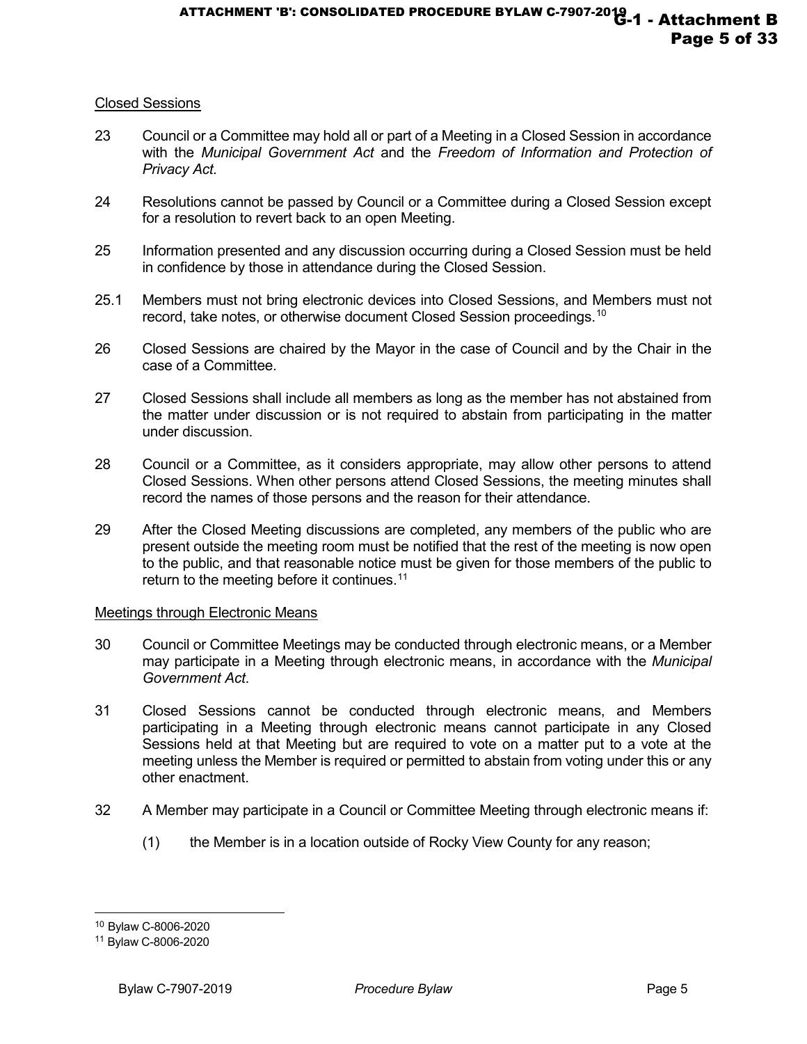Closed Sessions

23 Council or a Committee may hold all or part of a Meeting in a Closed Session in accordance with the *Municipal Government Act* and the *Freedom of Information and Protection of Privacy Act*.

24 Resolutions cannot be passed by Council or a Committee during a Closed Session except for a resolution to revert back to an open Meeting.

25 Information presented and any discussion occurring during a Closed Session must be held in confidence by those in attendance during the Closed Session.

25.1 Members must not bring electronic devices into Closed Sessions, and Members must not record, take notes, or otherwise document Closed Session proceedings.[10]

26 Closed Sessions are chaired by the Mayor in the case of Council and by the Chair in the case of a Committee.

27 Closed Sessions shall include all members as long as the member has not abstained from the matter under discussion or is not required to abstain from participating in the matter under discussion.

28 Council or a Committee, as it considers appropriate, may allow other persons to attend Closed Sessions. When other persons attend Closed Sessions, the meeting minutes shall record the names of those persons and the reason for their attendance.

29 After the Closed Meeting discussions are completed, any members of the public who are present outside the meeting room must be notified that the rest of the meeting is now open to the public, and that reasonable notice must be given for those members of the public to return to the meeting before it continues.[11]

Meetings through Electronic Means

30 Council or Committee Meetings may be conducted through electronic means, or a Member may participate in a Meeting through electronic means, in accordance with the *Municipal Government Act*.

31 Closed Sessions cannot be conducted through electronic means, and Members participating in a Meeting through electronic means cannot participate in any Closed Sessions held at that Meeting but are required to vote on a matter put to a vote at the meeting unless the Member is required or permitted to abstain from voting under this or any other enactment.

32 A Member may participate in a Council or Committee Meeting through electronic means if:

(1) the Member is in a location outside of Rocky View County for any reason;

---

[10] Bylaw C-8006-2020

[11] Bylaw C-8006-2020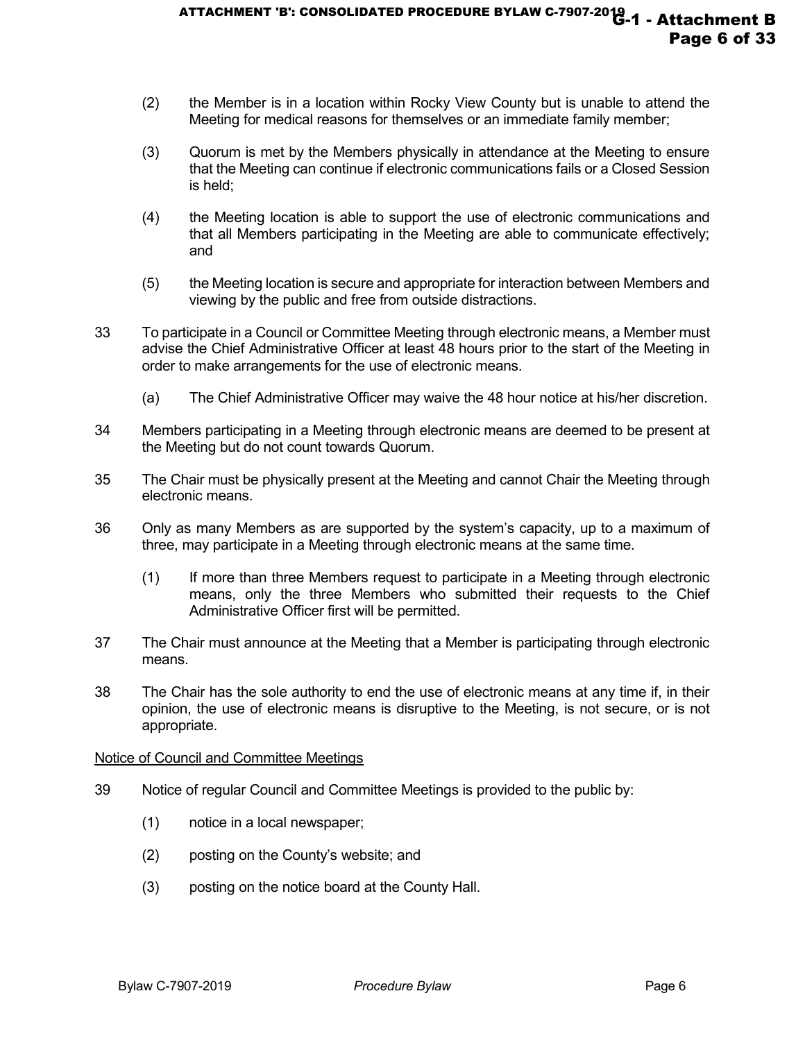(2) the Member is in a location within Rocky View County but is unable to attend the Meeting for medical reasons for themselves or an immediate family member;

(3) Quorum is met by the Members physically in attendance at the Meeting to ensure that the Meeting can continue if electronic communications fails or a Closed Session is held;

(4) the Meeting location is able to support the use of electronic communications and that all Members participating in the Meeting are able to communicate effectively; and

(5) the Meeting location is secure and appropriate for interaction between Members and viewing by the public and free from outside distractions.

33 To participate in a Council or Committee Meeting through electronic means, a Member must advise the Chief Administrative Officer at least 48 hours prior to the start of the Meeting in order to make arrangements for the use of electronic means.

(a) The Chief Administrative Officer may waive the 48 hour notice at his/her discretion.

34 Members participating in a Meeting through electronic means are deemed to be present at the Meeting but do not count towards Quorum.

35 The Chair must be physically present at the Meeting and cannot Chair the Meeting through electronic means.

36 Only as many Members as are supported by the system's capacity, up to a maximum of three, may participate in a Meeting through electronic means at the same time.

(1) If more than three Members request to participate in a Meeting through electronic means, only the three Members who submitted their requests to the Chief Administrative Officer first will be permitted.

37 The Chair must announce at the Meeting that a Member is participating through electronic means.

38 The Chair has the sole authority to end the use of electronic means at any time if, in their opinion, the use of electronic means is disruptive to the Meeting, is not secure, or is not appropriate.

<u>Notice of Council and Committee Meetings</u>

39 Notice of regular Council and Committee Meetings is provided to the public by:

(1) notice in a local newspaper;

(2) posting on the County's website; and

(3) posting on the notice board at the County Hall.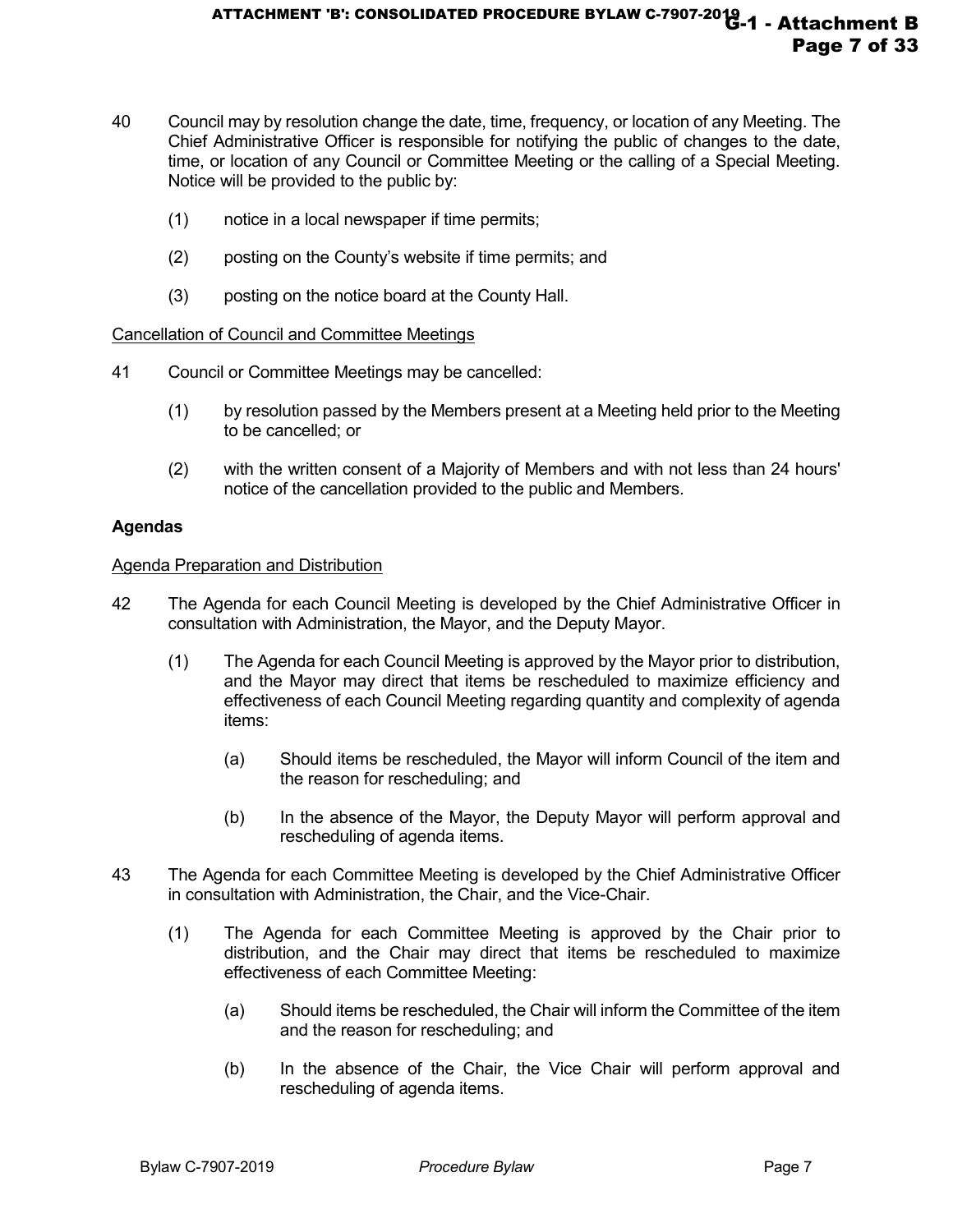40 Council may by resolution change the date, time, frequency, or location of any Meeting. The Chief Administrative Officer is responsible for notifying the public of changes to the date, time, or location of any Council or Committee Meeting or the calling of a Special Meeting. Notice will be provided to the public by:

(1) notice in a local newspaper if time permits;

(2) posting on the County's website if time permits; and

(3) posting on the notice board at the County Hall.

<u>Cancellation of Council and Committee Meetings</u>

41 Council or Committee Meetings may be cancelled:

(1) by resolution passed by the Members present at a Meeting held prior to the Meeting to be cancelled; or

(2) with the written consent of a Majority of Members and with not less than 24 hours' notice of the cancellation provided to the public and Members.

**Agendas**

<u>Agenda Preparation and Distribution</u>

42 The Agenda for each Council Meeting is developed by the Chief Administrative Officer in consultation with Administration, the Mayor, and the Deputy Mayor.

(1) The Agenda for each Council Meeting is approved by the Mayor prior to distribution, and the Mayor may direct that items be rescheduled to maximize efficiency and effectiveness of each Council Meeting regarding quantity and complexity of agenda items:

(a) Should items be rescheduled, the Mayor will inform Council of the item and the reason for rescheduling; and

(b) In the absence of the Mayor, the Deputy Mayor will perform approval and rescheduling of agenda items.

43 The Agenda for each Committee Meeting is developed by the Chief Administrative Officer in consultation with Administration, the Chair, and the Vice-Chair.

(1) The Agenda for each Committee Meeting is approved by the Chair prior to distribution, and the Chair may direct that items be rescheduled to maximize effectiveness of each Committee Meeting:

(a) Should items be rescheduled, the Chair will inform the Committee of the item and the reason for rescheduling; and

(b) In the absence of the Chair, the Vice Chair will perform approval and rescheduling of agenda items.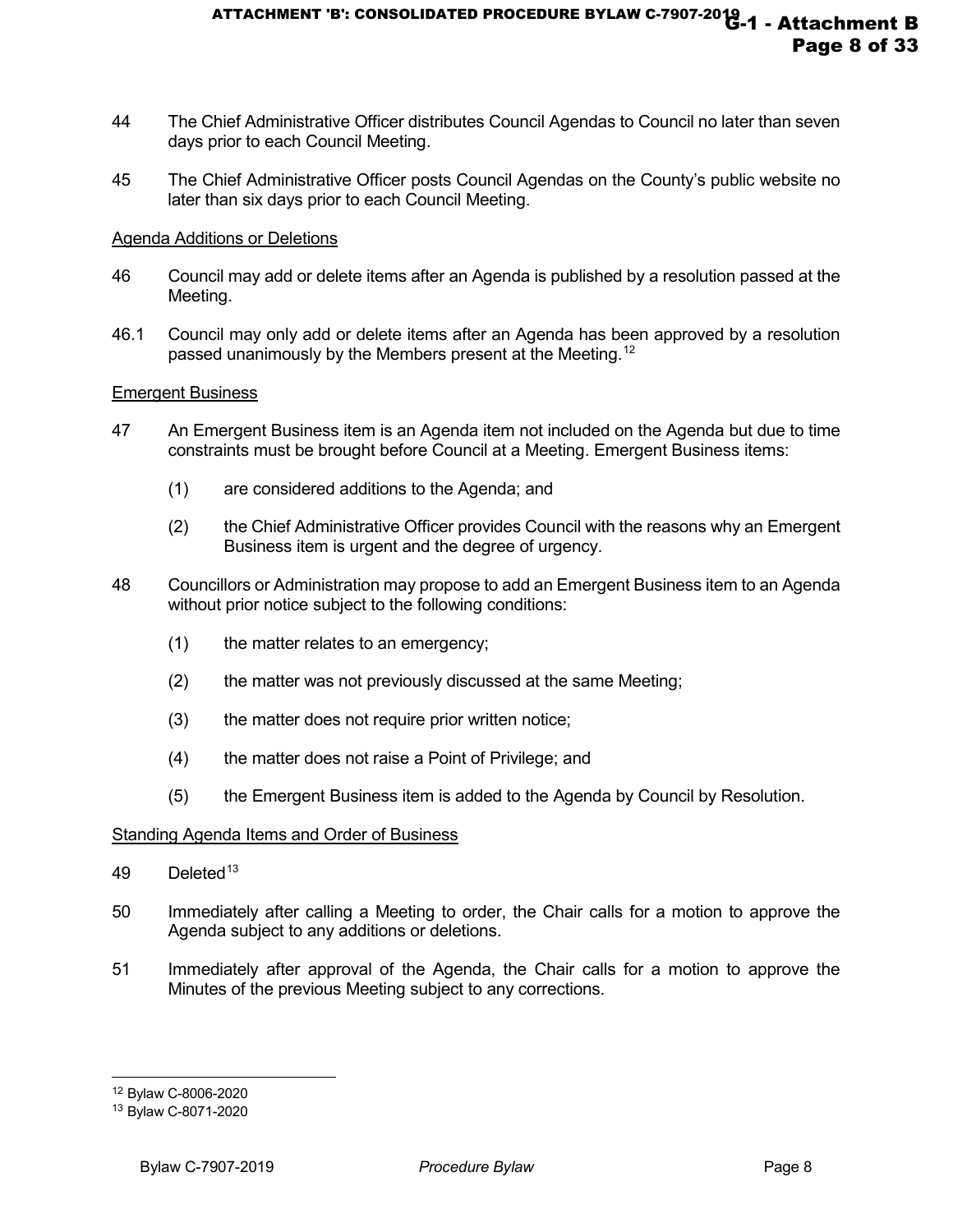44 The Chief Administrative Officer distributes Council Agendas to Council no later than seven days prior to each Council Meeting.

45 The Chief Administrative Officer posts Council Agendas on the County's public website no later than six days prior to each Council Meeting.

Agenda Additions or Deletions

46 Council may add or delete items after an Agenda is published by a resolution passed at the Meeting.

46.1 Council may only add or delete items after an Agenda has been approved by a resolution passed unanimously by the Members present at the Meeting.[12]

Emergent Business

47 An Emergent Business item is an Agenda item not included on the Agenda but due to time constraints must be brought before Council at a Meeting. Emergent Business items:

(1) are considered additions to the Agenda; and

(2) the Chief Administrative Officer provides Council with the reasons why an Emergent Business item is urgent and the degree of urgency.

48 Councillors or Administration may propose to add an Emergent Business item to an Agenda without prior notice subject to the following conditions:

(1) the matter relates to an emergency;

(2) the matter was not previously discussed at the same Meeting;

(3) the matter does not require prior written notice;

(4) the matter does not raise a Point of Privilege; and

(5) the Emergent Business item is added to the Agenda by Council by Resolution.

Standing Agenda Items and Order of Business

49 Deleted[13]

50 Immediately after calling a Meeting to order, the Chair calls for a motion to approve the Agenda subject to any additions or deletions.

51 Immediately after approval of the Agenda, the Chair calls for a motion to approve the Minutes of the previous Meeting subject to any corrections.

---

[12] Bylaw C-8006-2020

[13] Bylaw C-8071-2020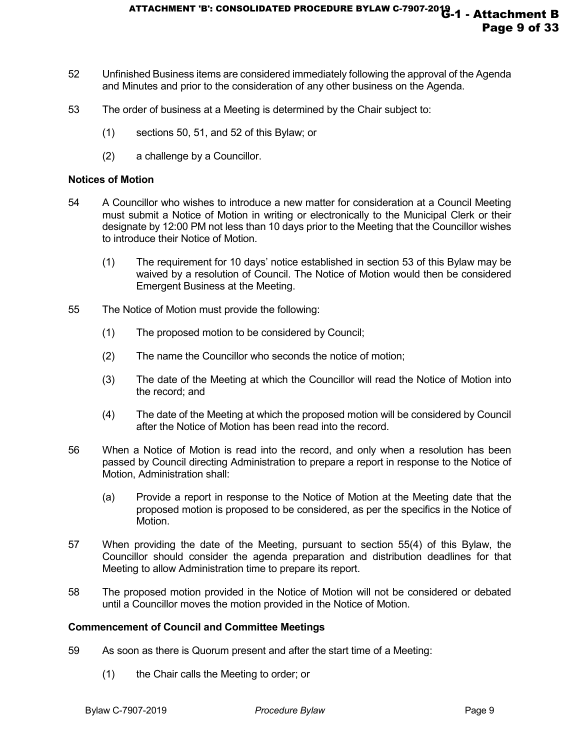52 Unfinished Business items are considered immediately following the approval of the Agenda and Minutes and prior to the consideration of any other business on the Agenda.

53 The order of business at a Meeting is determined by the Chair subject to:

(1) sections 50, 51, and 52 of this Bylaw; or

(2) a challenge by a Councillor.

**Notices of Motion**

54 A Councillor who wishes to introduce a new matter for consideration at a Council Meeting must submit a Notice of Motion in writing or electronically to the Municipal Clerk or their designate by 12:00 PM not less than 10 days prior to the Meeting that the Councillor wishes to introduce their Notice of Motion.

(1) The requirement for 10 days' notice established in section 53 of this Bylaw may be waived by a resolution of Council. The Notice of Motion would then be considered Emergent Business at the Meeting.

55 The Notice of Motion must provide the following:

(1) The proposed motion to be considered by Council;

(2) The name the Councillor who seconds the notice of motion;

(3) The date of the Meeting at which the Councillor will read the Notice of Motion into the record; and

(4) The date of the Meeting at which the proposed motion will be considered by Council after the Notice of Motion has been read into the record.

56 When a Notice of Motion is read into the record, and only when a resolution has been passed by Council directing Administration to prepare a report in response to the Notice of Motion, Administration shall:

(a) Provide a report in response to the Notice of Motion at the Meeting date that the proposed motion is proposed to be considered, as per the specifics in the Notice of Motion.

57 When providing the date of the Meeting, pursuant to section 55(4) of this Bylaw, the Councillor should consider the agenda preparation and distribution deadlines for that Meeting to allow Administration time to prepare its report.

58 The proposed motion provided in the Notice of Motion will not be considered or debated until a Councillor moves the motion provided in the Notice of Motion.

**Commencement of Council and Committee Meetings**

59 As soon as there is Quorum present and after the start time of a Meeting:

(1) the Chair calls the Meeting to order; or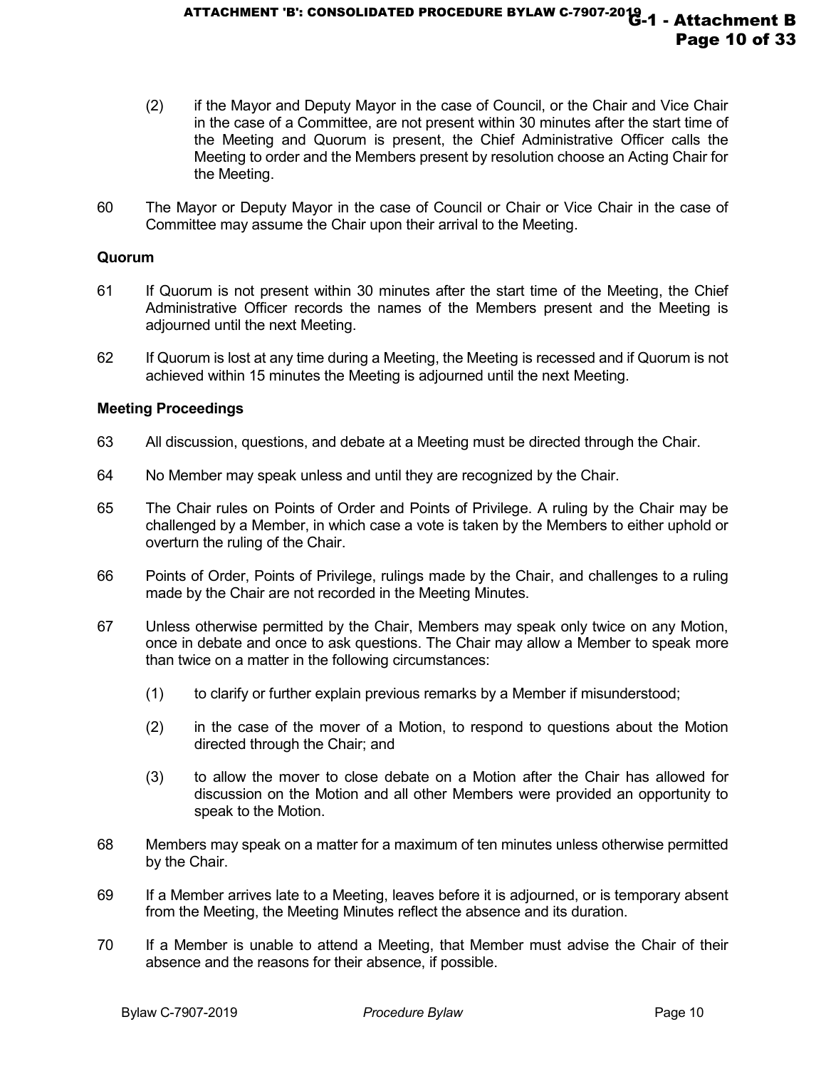(2) if the Mayor and Deputy Mayor in the case of Council, or the Chair and Vice Chair in the case of a Committee, are not present within 30 minutes after the start time of the Meeting and Quorum is present, the Chief Administrative Officer calls the Meeting to order and the Members present by resolution choose an Acting Chair for the Meeting.

60 The Mayor or Deputy Mayor in the case of Council or Chair or Vice Chair in the case of Committee may assume the Chair upon their arrival to the Meeting.

**Quorum**

61 If Quorum is not present within 30 minutes after the start time of the Meeting, the Chief Administrative Officer records the names of the Members present and the Meeting is adjourned until the next Meeting.

62 If Quorum is lost at any time during a Meeting, the Meeting is recessed and if Quorum is not achieved within 15 minutes the Meeting is adjourned until the next Meeting.

**Meeting Proceedings**

63 All discussion, questions, and debate at a Meeting must be directed through the Chair.

64 No Member may speak unless and until they are recognized by the Chair.

65 The Chair rules on Points of Order and Points of Privilege. A ruling by the Chair may be challenged by a Member, in which case a vote is taken by the Members to either uphold or overturn the ruling of the Chair.

66 Points of Order, Points of Privilege, rulings made by the Chair, and challenges to a ruling made by the Chair are not recorded in the Meeting Minutes.

67 Unless otherwise permitted by the Chair, Members may speak only twice on any Motion, once in debate and once to ask questions. The Chair may allow a Member to speak more than twice on a matter in the following circumstances:

(1) to clarify or further explain previous remarks by a Member if misunderstood;

(2) in the case of the mover of a Motion, to respond to questions about the Motion directed through the Chair; and

(3) to allow the mover to close debate on a Motion after the Chair has allowed for discussion on the Motion and all other Members were provided an opportunity to speak to the Motion.

68 Members may speak on a matter for a maximum of ten minutes unless otherwise permitted by the Chair.

69 If a Member arrives late to a Meeting, leaves before it is adjourned, or is temporary absent from the Meeting, the Meeting Minutes reflect the absence and its duration.

70 If a Member is unable to attend a Meeting, that Member must advise the Chair of their absence and the reasons for their absence, if possible.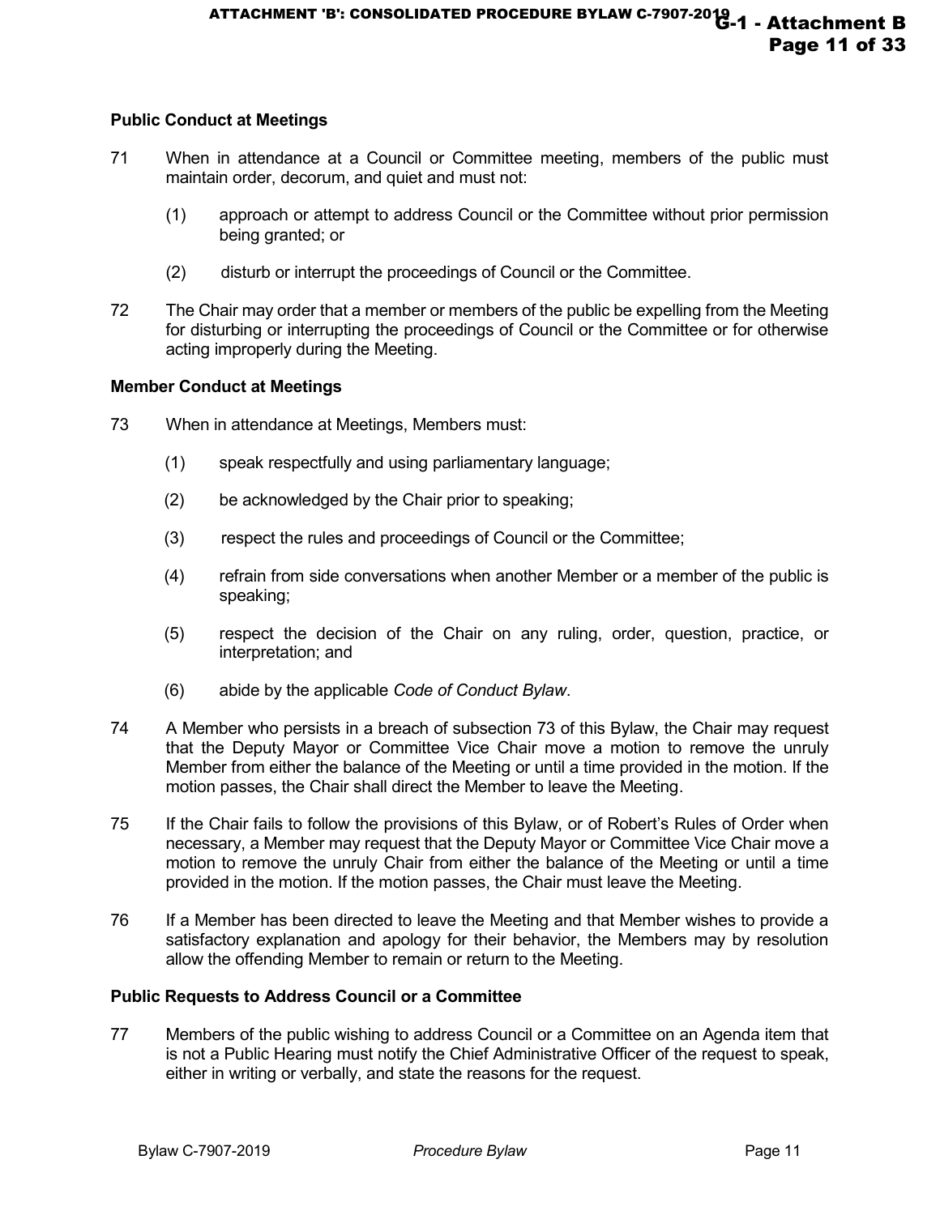### Public Conduct at Meetings

71 When in attendance at a Council or Committee meeting, members of the public must maintain order, decorum, and quiet and must not:

  (1) approach or attempt to address Council or the Committee without prior permission being granted; or

  (2) disturb or interrupt the proceedings of Council or the Committee.

72 The Chair may order that a member or members of the public be expelling from the Meeting for disturbing or interrupting the proceedings of Council or the Committee or for otherwise acting improperly during the Meeting.

### Member Conduct at Meetings

73 When in attendance at Meetings, Members must:

  (1) speak respectfully and using parliamentary language;

  (2) be acknowledged by the Chair prior to speaking;

  (3) respect the rules and proceedings of Council or the Committee;

  (4) refrain from side conversations when another Member or a member of the public is speaking;

  (5) respect the decision of the Chair on any ruling, order, question, practice, or interpretation; and

  (6) abide by the applicable *Code of Conduct Bylaw*.

74 A Member who persists in a breach of subsection 73 of this Bylaw, the Chair may request that the Deputy Mayor or Committee Vice Chair move a motion to remove the unruly Member from either the balance of the Meeting or until a time provided in the motion. If the motion passes, the Chair shall direct the Member to leave the Meeting.

75 If the Chair fails to follow the provisions of this Bylaw, or of Robert's Rules of Order when necessary, a Member may request that the Deputy Mayor or Committee Vice Chair move a motion to remove the unruly Chair from either the balance of the Meeting or until a time provided in the motion. If the motion passes, the Chair must leave the Meeting.

76 If a Member has been directed to leave the Meeting and that Member wishes to provide a satisfactory explanation and apology for their behavior, the Members may by resolution allow the offending Member to remain or return to the Meeting.

### Public Requests to Address Council or a Committee

77 Members of the public wishing to address Council or a Committee on an Agenda item that is not a Public Hearing must notify the Chief Administrative Officer of the request to speak, either in writing or verbally, and state the reasons for the request.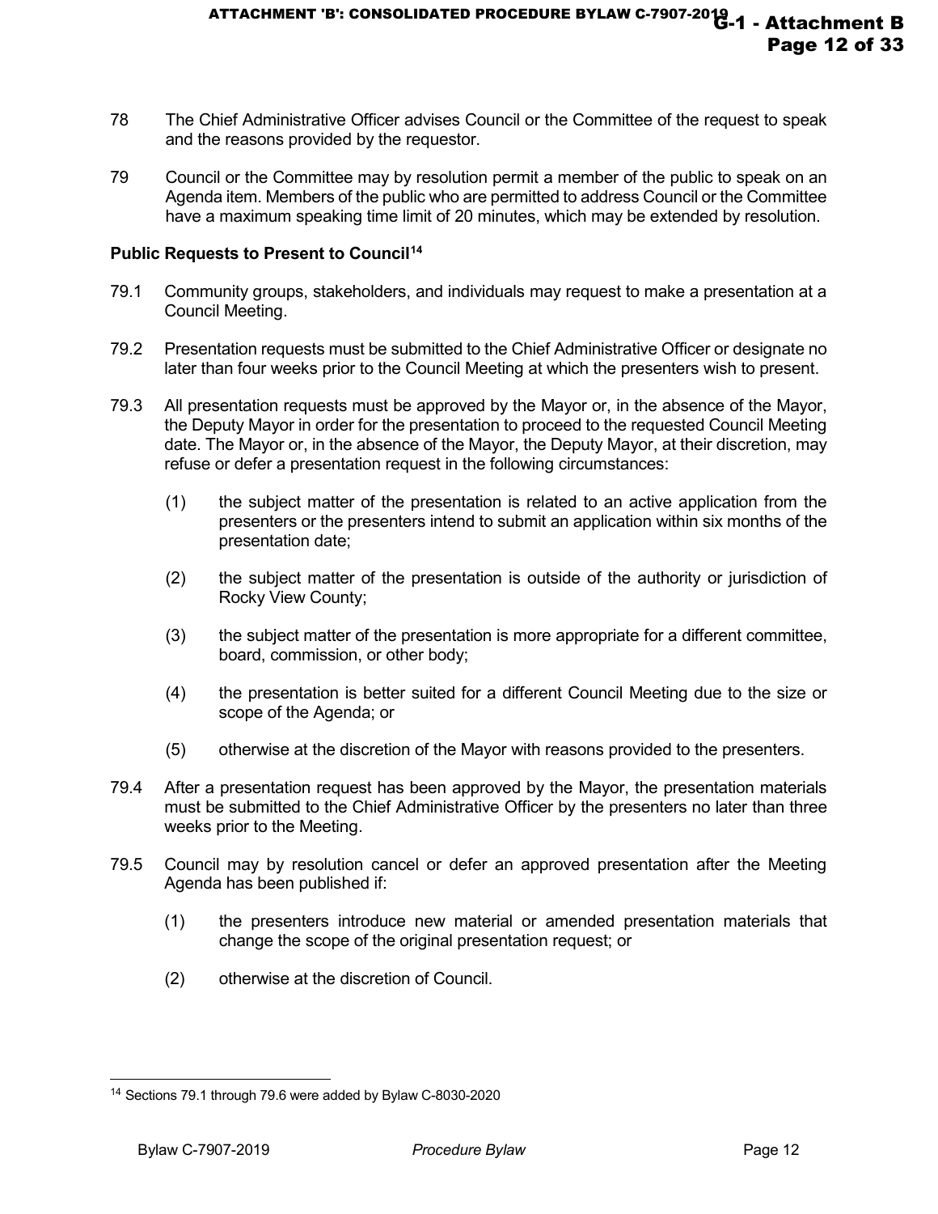78 The Chief Administrative Officer advises Council or the Committee of the request to speak and the reasons provided by the requestor.

79 Council or the Committee may by resolution permit a member of the public to speak on an Agenda item. Members of the public who are permitted to address Council or the Committee have a maximum speaking time limit of 20 minutes, which may be extended by resolution.

**Public Requests to Present to Council[14]**

79.1 Community groups, stakeholders, and individuals may request to make a presentation at a Council Meeting.

79.2 Presentation requests must be submitted to the Chief Administrative Officer or designate no later than four weeks prior to the Council Meeting at which the presenters wish to present.

79.3 All presentation requests must be approved by the Mayor or, in the absence of the Mayor, the Deputy Mayor in order for the presentation to proceed to the requested Council Meeting date. The Mayor or, in the absence of the Mayor, the Deputy Mayor, at their discretion, may refuse or defer a presentation request in the following circumstances:

(1) the subject matter of the presentation is related to an active application from the presenters or the presenters intend to submit an application within six months of the presentation date;

(2) the subject matter of the presentation is outside of the authority or jurisdiction of Rocky View County;

(3) the subject matter of the presentation is more appropriate for a different committee, board, commission, or other body;

(4) the presentation is better suited for a different Council Meeting due to the size or scope of the Agenda; or

(5) otherwise at the discretion of the Mayor with reasons provided to the presenters.

79.4 After a presentation request has been approved by the Mayor, the presentation materials must be submitted to the Chief Administrative Officer by the presenters no later than three weeks prior to the Meeting.

79.5 Council may by resolution cancel or defer an approved presentation after the Meeting Agenda has been published if:

(1) the presenters introduce new material or amended presentation materials that change the scope of the original presentation request; or

(2) otherwise at the discretion of Council.

---

[14] Sections 79.1 through 79.6 were added by Bylaw C-8030-2020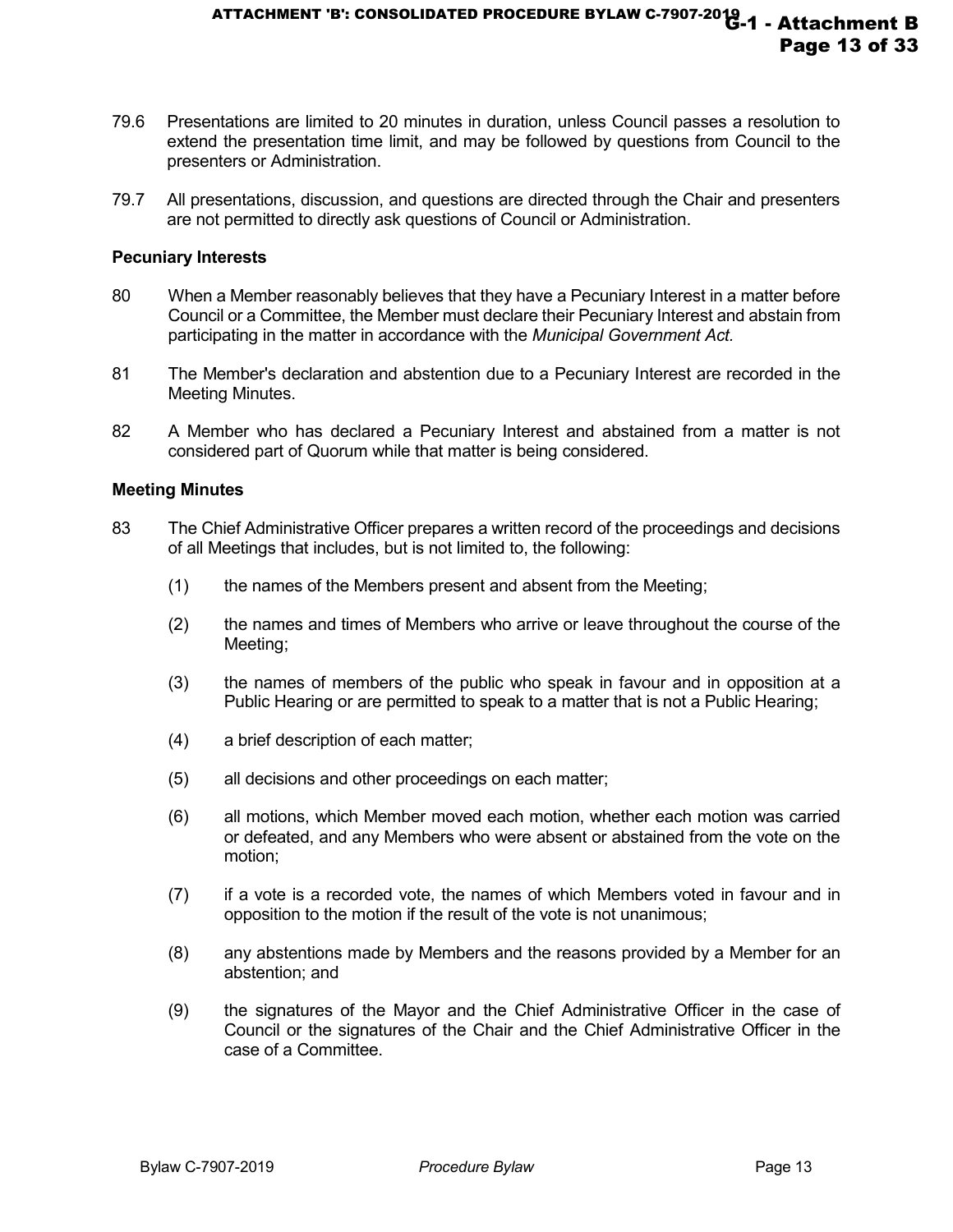79.6 Presentations are limited to 20 minutes in duration, unless Council passes a resolution to extend the presentation time limit, and may be followed by questions from Council to the presenters or Administration.

79.7 All presentations, discussion, and questions are directed through the Chair and presenters are not permitted to directly ask questions of Council or Administration.

**Pecuniary Interests**

80 When a Member reasonably believes that they have a Pecuniary Interest in a matter before Council or a Committee, the Member must declare their Pecuniary Interest and abstain from participating in the matter in accordance with the *Municipal Government Act.*

81 The Member's declaration and abstention due to a Pecuniary Interest are recorded in the Meeting Minutes.

82 A Member who has declared a Pecuniary Interest and abstained from a matter is not considered part of Quorum while that matter is being considered.

**Meeting Minutes**

83 The Chief Administrative Officer prepares a written record of the proceedings and decisions of all Meetings that includes, but is not limited to, the following:

(1) the names of the Members present and absent from the Meeting;

(2) the names and times of Members who arrive or leave throughout the course of the Meeting;

(3) the names of members of the public who speak in favour and in opposition at a Public Hearing or are permitted to speak to a matter that is not a Public Hearing;

(4) a brief description of each matter;

(5) all decisions and other proceedings on each matter;

(6) all motions, which Member moved each motion, whether each motion was carried or defeated, and any Members who were absent or abstained from the vote on the motion;

(7) if a vote is a recorded vote, the names of which Members voted in favour and in opposition to the motion if the result of the vote is not unanimous;

(8) any abstentions made by Members and the reasons provided by a Member for an abstention; and

(9) the signatures of the Mayor and the Chief Administrative Officer in the case of Council or the signatures of the Chair and the Chief Administrative Officer in the case of a Committee.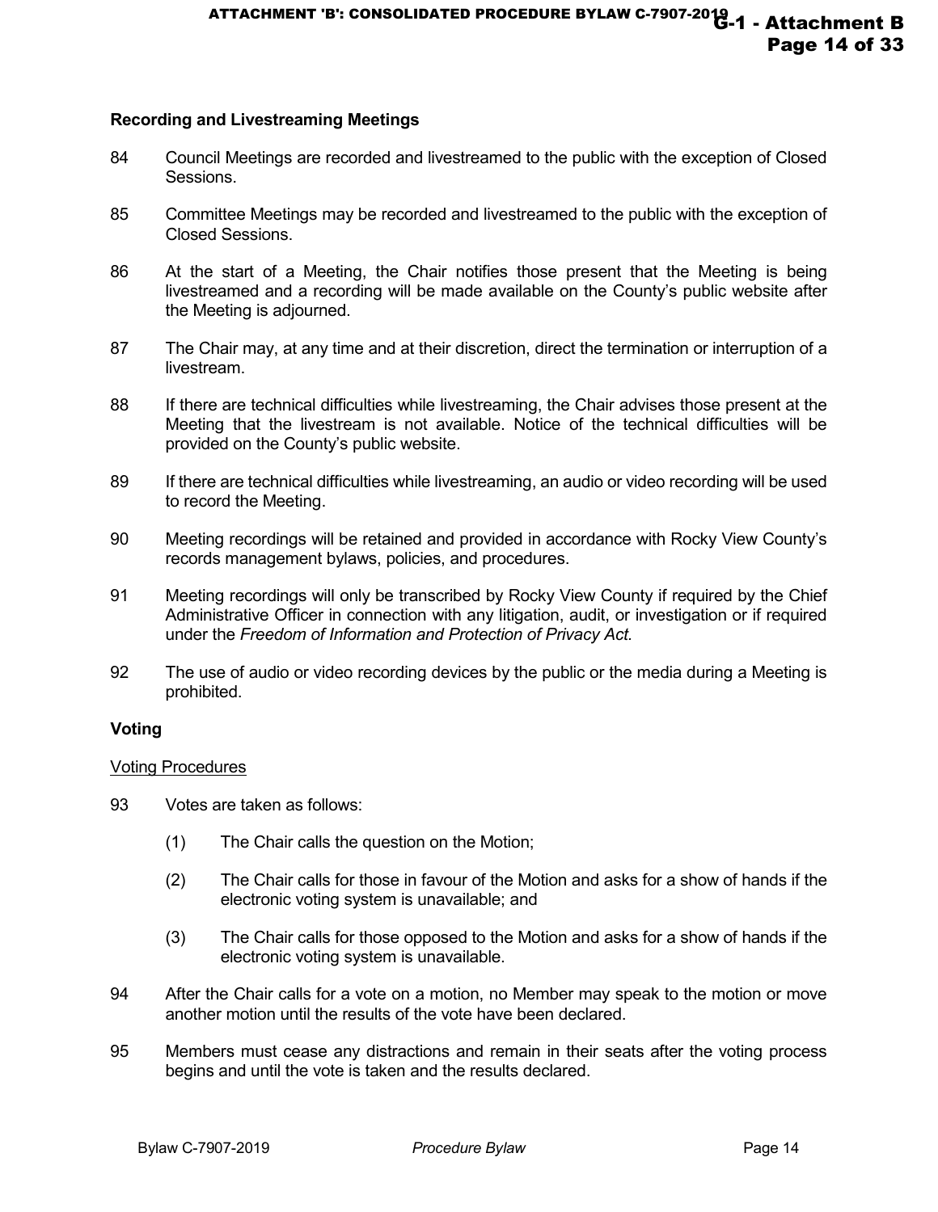**Recording and Livestreaming Meetings**

84 Council Meetings are recorded and livestreamed to the public with the exception of Closed Sessions.

85 Committee Meetings may be recorded and livestreamed to the public with the exception of Closed Sessions.

86 At the start of a Meeting, the Chair notifies those present that the Meeting is being livestreamed and a recording will be made available on the County's public website after the Meeting is adjourned.

87 The Chair may, at any time and at their discretion, direct the termination or interruption of a livestream.

88 If there are technical difficulties while livestreaming, the Chair advises those present at the Meeting that the livestream is not available. Notice of the technical difficulties will be provided on the County's public website.

89 If there are technical difficulties while livestreaming, an audio or video recording will be used to record the Meeting.

90 Meeting recordings will be retained and provided in accordance with Rocky View County's records management bylaws, policies, and procedures.

91 Meeting recordings will only be transcribed by Rocky View County if required by the Chief Administrative Officer in connection with any litigation, audit, or investigation or if required under the *Freedom of Information and Protection of Privacy Act.*

92 The use of audio or video recording devices by the public or the media during a Meeting is prohibited.

**Voting**

Voting Procedures

93 Votes are taken as follows:

(1) The Chair calls the question on the Motion;

(2) The Chair calls for those in favour of the Motion and asks for a show of hands if the electronic voting system is unavailable; and

(3) The Chair calls for those opposed to the Motion and asks for a show of hands if the electronic voting system is unavailable.

94 After the Chair calls for a vote on a motion, no Member may speak to the motion or move another motion until the results of the vote have been declared.

95 Members must cease any distractions and remain in their seats after the voting process begins and until the vote is taken and the results declared.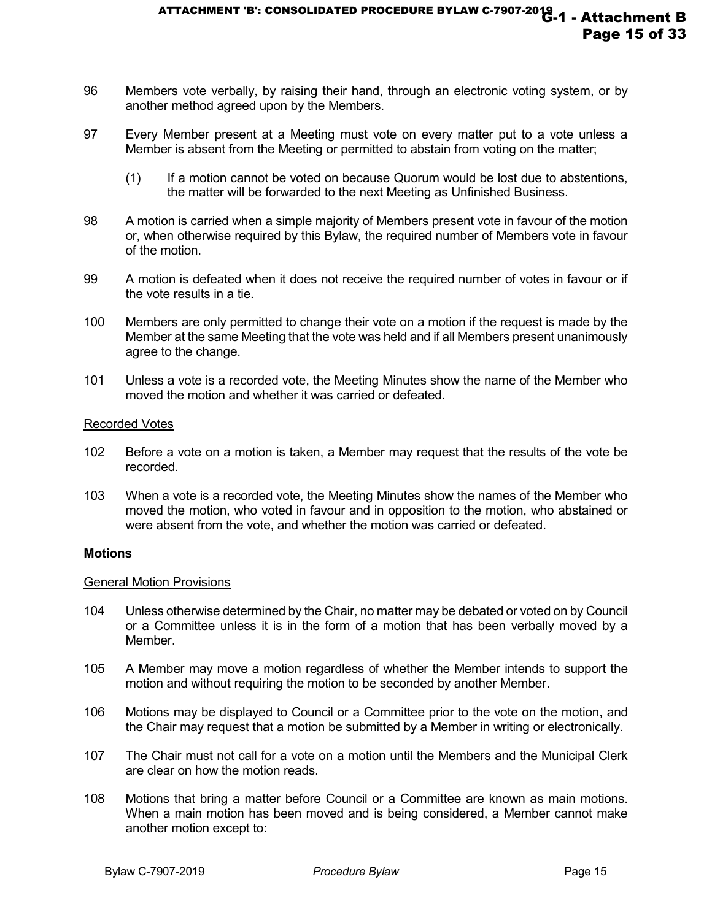96 Members vote verbally, by raising their hand, through an electronic voting system, or by another method agreed upon by the Members.

97 Every Member present at a Meeting must vote on every matter put to a vote unless a Member is absent from the Meeting or permitted to abstain from voting on the matter;

(1) If a motion cannot be voted on because Quorum would be lost due to abstentions, the matter will be forwarded to the next Meeting as Unfinished Business.

98 A motion is carried when a simple majority of Members present vote in favour of the motion or, when otherwise required by this Bylaw, the required number of Members vote in favour of the motion.

99 A motion is defeated when it does not receive the required number of votes in favour or if the vote results in a tie.

100 Members are only permitted to change their vote on a motion if the request is made by the Member at the same Meeting that the vote was held and if all Members present unanimously agree to the change.

101 Unless a vote is a recorded vote, the Meeting Minutes show the name of the Member who moved the motion and whether it was carried or defeated.

<u>Recorded Votes</u>

102 Before a vote on a motion is taken, a Member may request that the results of the vote be recorded.

103 When a vote is a recorded vote, the Meeting Minutes show the names of the Member who moved the motion, who voted in favour and in opposition to the motion, who abstained or were absent from the vote, and whether the motion was carried or defeated.

**Motions**

<u>General Motion Provisions</u>

104 Unless otherwise determined by the Chair, no matter may be debated or voted on by Council or a Committee unless it is in the form of a motion that has been verbally moved by a Member.

105 A Member may move a motion regardless of whether the Member intends to support the motion and without requiring the motion to be seconded by another Member.

106 Motions may be displayed to Council or a Committee prior to the vote on the motion, and the Chair may request that a motion be submitted by a Member in writing or electronically.

107 The Chair must not call for a vote on a motion until the Members and the Municipal Clerk are clear on how the motion reads.

108 Motions that bring a matter before Council or a Committee are known as main motions. When a main motion has been moved and is being considered, a Member cannot make another motion except to: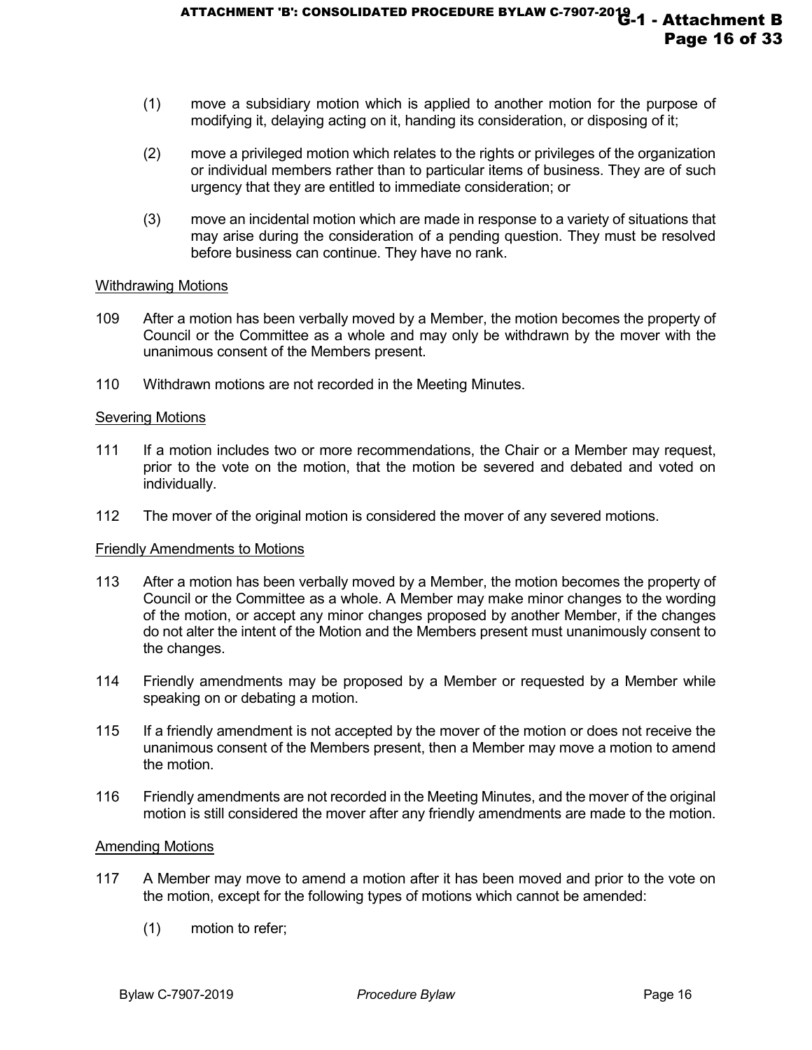(1) move a subsidiary motion which is applied to another motion for the purpose of modifying it, delaying acting on it, handing its consideration, or disposing of it;

(2) move a privileged motion which relates to the rights or privileges of the organization or individual members rather than to particular items of business. They are of such urgency that they are entitled to immediate consideration; or

(3) move an incidental motion which are made in response to a variety of situations that may arise during the consideration of a pending question. They must be resolved before business can continue. They have no rank.

<u>Withdrawing Motions</u>

109 After a motion has been verbally moved by a Member, the motion becomes the property of Council or the Committee as a whole and may only be withdrawn by the mover with the unanimous consent of the Members present.

110 Withdrawn motions are not recorded in the Meeting Minutes.

<u>Severing Motions</u>

111 If a motion includes two or more recommendations, the Chair or a Member may request, prior to the vote on the motion, that the motion be severed and debated and voted on individually.

112 The mover of the original motion is considered the mover of any severed motions.

<u>Friendly Amendments to Motions</u>

113 After a motion has been verbally moved by a Member, the motion becomes the property of Council or the Committee as a whole. A Member may make minor changes to the wording of the motion, or accept any minor changes proposed by another Member, if the changes do not alter the intent of the Motion and the Members present must unanimously consent to the changes.

114 Friendly amendments may be proposed by a Member or requested by a Member while speaking on or debating a motion.

115 If a friendly amendment is not accepted by the mover of the motion or does not receive the unanimous consent of the Members present, then a Member may move a motion to amend the motion.

116 Friendly amendments are not recorded in the Meeting Minutes, and the mover of the original motion is still considered the mover after any friendly amendments are made to the motion.

<u>Amending Motions</u>

117 A Member may move to amend a motion after it has been moved and prior to the vote on the motion, except for the following types of motions which cannot be amended:

(1) motion to refer;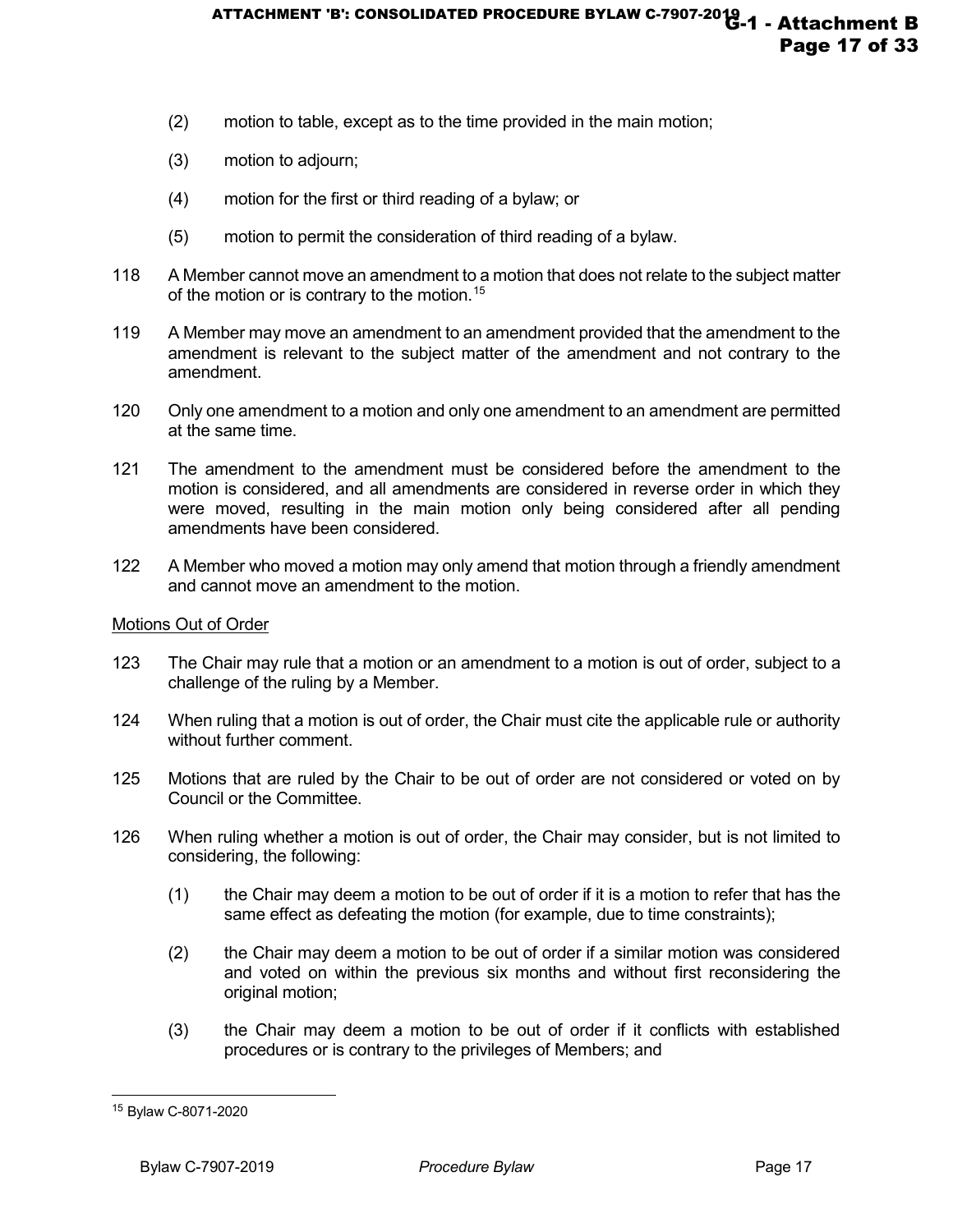(2) motion to table, except as to the time provided in the main motion;

(3) motion to adjourn;

(4) motion for the first or third reading of a bylaw; or

(5) motion to permit the consideration of third reading of a bylaw.

118 A Member cannot move an amendment to a motion that does not relate to the subject matter of the motion or is contrary to the motion.[15]

119 A Member may move an amendment to an amendment provided that the amendment to the amendment is relevant to the subject matter of the amendment and not contrary to the amendment.

120 Only one amendment to a motion and only one amendment to an amendment are permitted at the same time.

121 The amendment to the amendment must be considered before the amendment to the motion is considered, and all amendments are considered in reverse order in which they were moved, resulting in the main motion only being considered after all pending amendments have been considered.

122 A Member who moved a motion may only amend that motion through a friendly amendment and cannot move an amendment to the motion.

Motions Out of Order

123 The Chair may rule that a motion or an amendment to a motion is out of order, subject to a challenge of the ruling by a Member.

124 When ruling that a motion is out of order, the Chair must cite the applicable rule or authority without further comment.

125 Motions that are ruled by the Chair to be out of order are not considered or voted on by Council or the Committee.

126 When ruling whether a motion is out of order, the Chair may consider, but is not limited to considering, the following:

(1) the Chair may deem a motion to be out of order if it is a motion to refer that has the same effect as defeating the motion (for example, due to time constraints);

(2) the Chair may deem a motion to be out of order if a similar motion was considered and voted on within the previous six months and without first reconsidering the original motion;

(3) the Chair may deem a motion to be out of order if it conflicts with established procedures or is contrary to the privileges of Members; and

[15] Bylaw C-8071-2020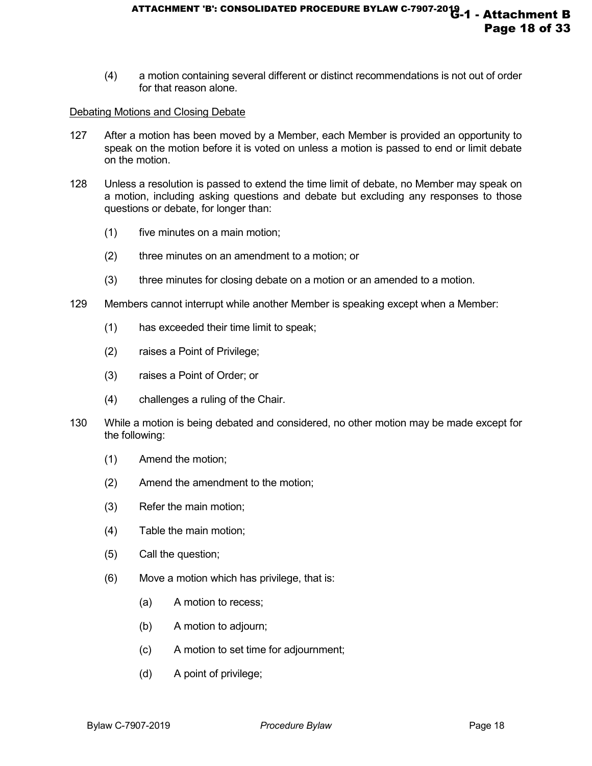(4) a motion containing several different or distinct recommendations is not out of order for that reason alone.

Debating Motions and Closing Debate

127 After a motion has been moved by a Member, each Member is provided an opportunity to speak on the motion before it is voted on unless a motion is passed to end or limit debate on the motion.

128 Unless a resolution is passed to extend the time limit of debate, no Member may speak on a motion, including asking questions and debate but excluding any responses to those questions or debate, for longer than:

(1) five minutes on a main motion;

(2) three minutes on an amendment to a motion; or

(3) three minutes for closing debate on a motion or an amended to a motion.

129 Members cannot interrupt while another Member is speaking except when a Member:

(1) has exceeded their time limit to speak;

(2) raises a Point of Privilege;

(3) raises a Point of Order; or

(4) challenges a ruling of the Chair.

130 While a motion is being debated and considered, no other motion may be made except for the following:

(1) Amend the motion;

(2) Amend the amendment to the motion;

(3) Refer the main motion;

(4) Table the main motion;

(5) Call the question;

(6) Move a motion which has privilege, that is:

(a) A motion to recess;

(b) A motion to adjourn;

(c) A motion to set time for adjournment;

(d) A point of privilege;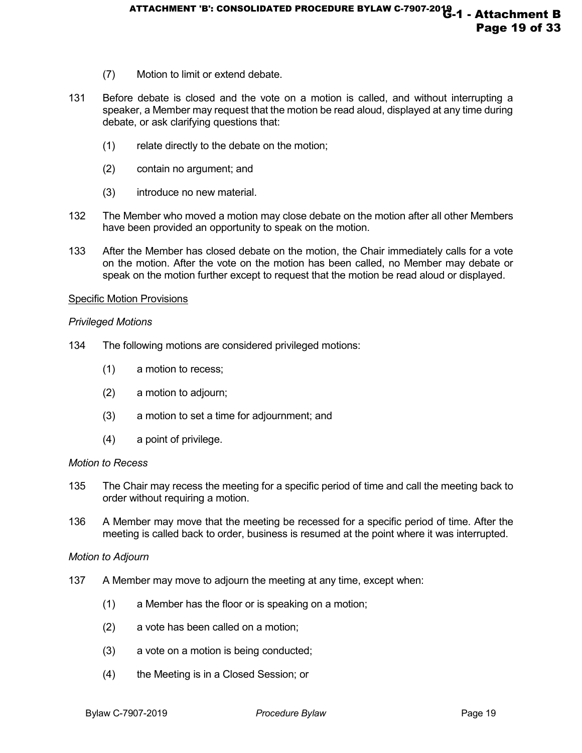(7) Motion to limit or extend debate.

131 Before debate is closed and the vote on a motion is called, and without interrupting a speaker, a Member may request that the motion be read aloud, displayed at any time during debate, or ask clarifying questions that:

(1) relate directly to the debate on the motion;

(2) contain no argument; and

(3) introduce no new material.

132 The Member who moved a motion may close debate on the motion after all other Members have been provided an opportunity to speak on the motion.

133 After the Member has closed debate on the motion, the Chair immediately calls for a vote on the motion. After the vote on the motion has been called, no Member may debate or speak on the motion further except to request that the motion be read aloud or displayed.

<u>Specific Motion Provisions</u>

*Privileged Motions*

134 The following motions are considered privileged motions:

(1) a motion to recess;

(2) a motion to adjourn;

(3) a motion to set a time for adjournment; and

(4) a point of privilege.

*Motion to Recess*

135 The Chair may recess the meeting for a specific period of time and call the meeting back to order without requiring a motion.

136 A Member may move that the meeting be recessed for a specific period of time. After the meeting is called back to order, business is resumed at the point where it was interrupted.

*Motion to Adjourn*

137 A Member may move to adjourn the meeting at any time, except when:

(1) a Member has the floor or is speaking on a motion;

(2) a vote has been called on a motion;

(3) a vote on a motion is being conducted;

(4) the Meeting is in a Closed Session; or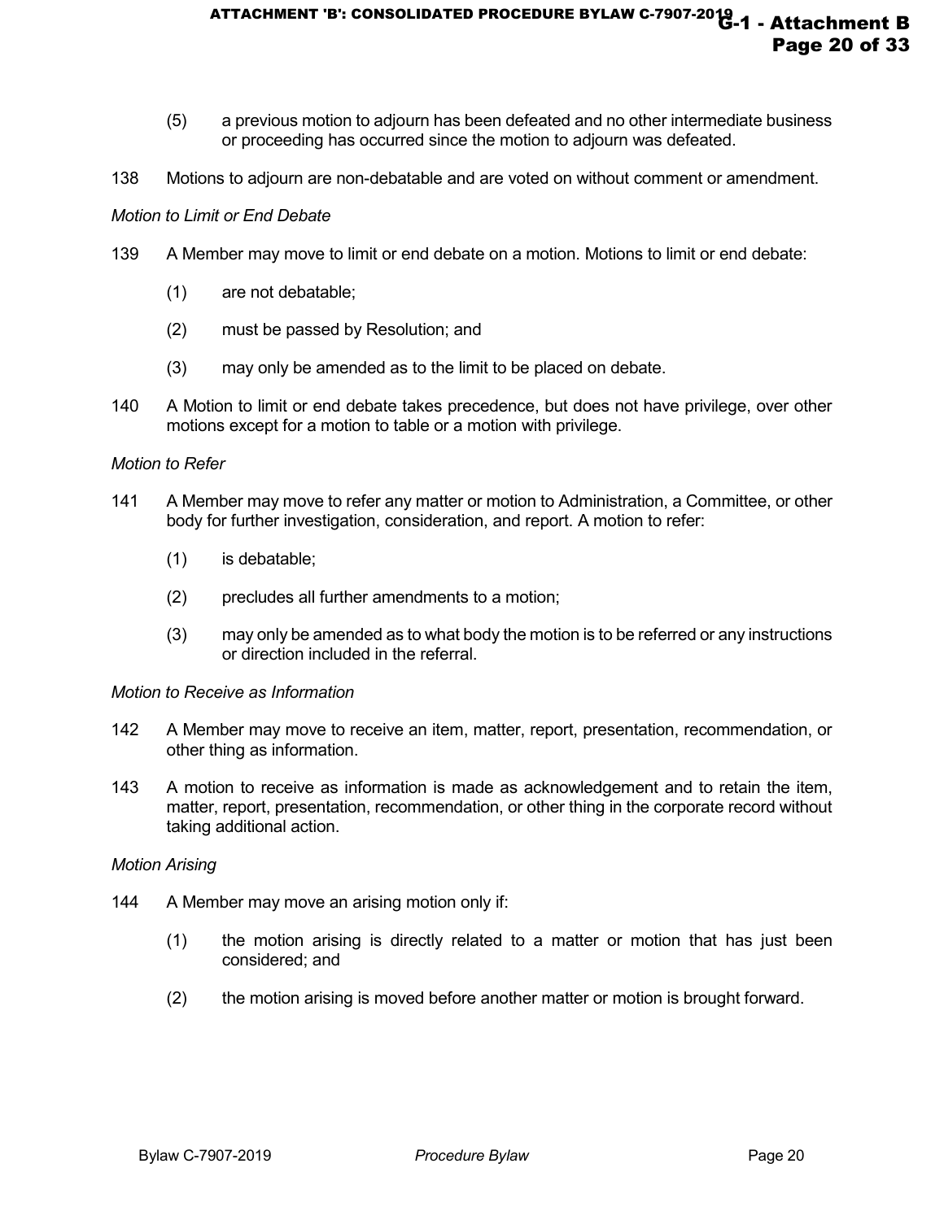(5) a previous motion to adjourn has been defeated and no other intermediate business or proceeding has occurred since the motion to adjourn was defeated.

138 Motions to adjourn are non-debatable and are voted on without comment or amendment.

*Motion to Limit or End Debate*

139 A Member may move to limit or end debate on a motion. Motions to limit or end debate:

(1) are not debatable;

(2) must be passed by Resolution; and

(3) may only be amended as to the limit to be placed on debate.

140 A Motion to limit or end debate takes precedence, but does not have privilege, over other motions except for a motion to table or a motion with privilege.

*Motion to Refer*

141 A Member may move to refer any matter or motion to Administration, a Committee, or other body for further investigation, consideration, and report. A motion to refer:

(1) is debatable;

(2) precludes all further amendments to a motion;

(3) may only be amended as to what body the motion is to be referred or any instructions or direction included in the referral.

*Motion to Receive as Information*

142 A Member may move to receive an item, matter, report, presentation, recommendation, or other thing as information.

143 A motion to receive as information is made as acknowledgement and to retain the item, matter, report, presentation, recommendation, or other thing in the corporate record without taking additional action.

*Motion Arising*

144 A Member may move an arising motion only if:

(1) the motion arising is directly related to a matter or motion that has just been considered; and

(2) the motion arising is moved before another matter or motion is brought forward.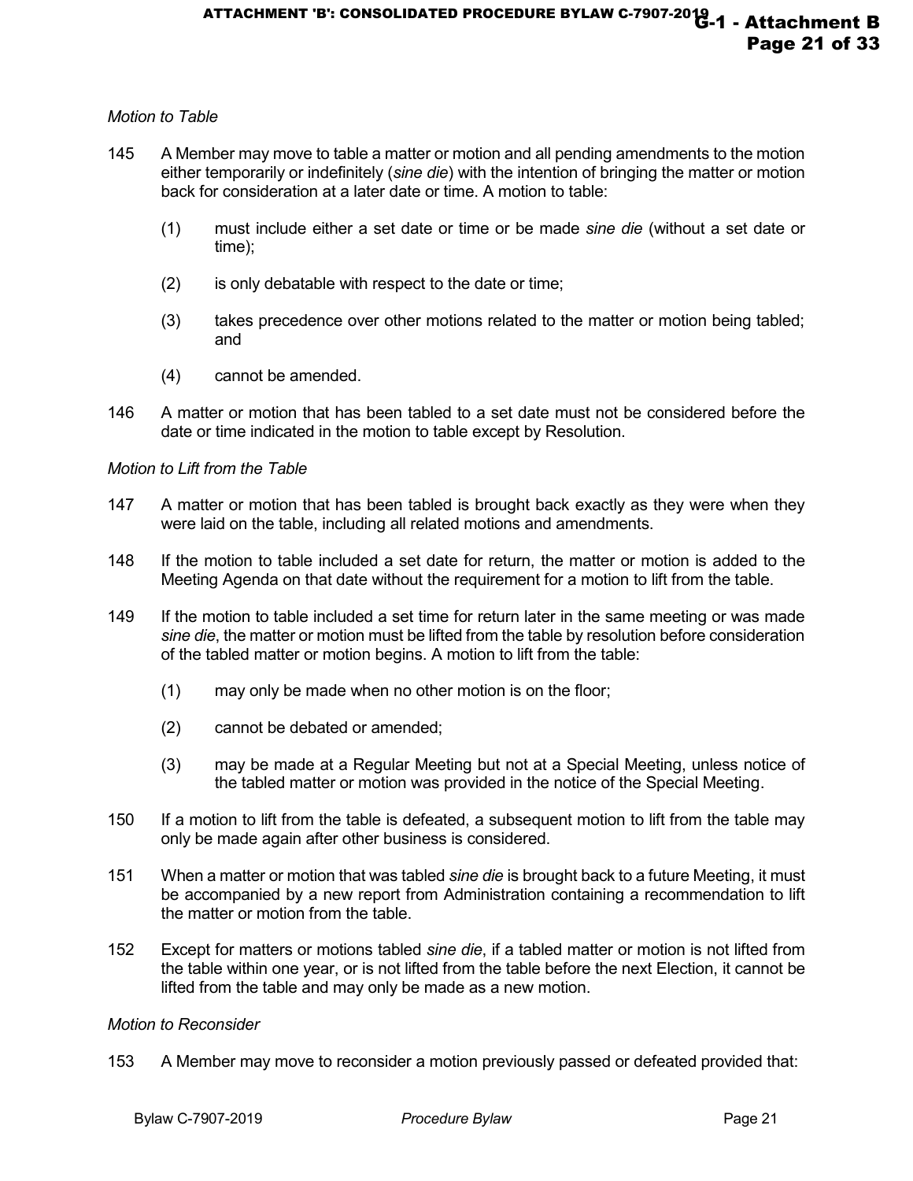*Motion to Table*

145 A Member may move to table a matter or motion and all pending amendments to the motion either temporarily or indefinitely (*sine die*) with the intention of bringing the matter or motion back for consideration at a later date or time. A motion to table:

(1) must include either a set date or time or be made *sine die* (without a set date or time);

(2) is only debatable with respect to the date or time;

(3) takes precedence over other motions related to the matter or motion being tabled; and

(4) cannot be amended.

146 A matter or motion that has been tabled to a set date must not be considered before the date or time indicated in the motion to table except by Resolution.

*Motion to Lift from the Table*

147 A matter or motion that has been tabled is brought back exactly as they were when they were laid on the table, including all related motions and amendments.

148 If the motion to table included a set date for return, the matter or motion is added to the Meeting Agenda on that date without the requirement for a motion to lift from the table.

149 If the motion to table included a set time for return later in the same meeting or was made *sine die*, the matter or motion must be lifted from the table by resolution before consideration of the tabled matter or motion begins. A motion to lift from the table:

(1) may only be made when no other motion is on the floor;

(2) cannot be debated or amended;

(3) may be made at a Regular Meeting but not at a Special Meeting, unless notice of the tabled matter or motion was provided in the notice of the Special Meeting.

150 If a motion to lift from the table is defeated, a subsequent motion to lift from the table may only be made again after other business is considered.

151 When a matter or motion that was tabled *sine die* is brought back to a future Meeting, it must be accompanied by a new report from Administration containing a recommendation to lift the matter or motion from the table.

152 Except for matters or motions tabled *sine die*, if a tabled matter or motion is not lifted from the table within one year, or is not lifted from the table before the next Election, it cannot be lifted from the table and may only be made as a new motion.

*Motion to Reconsider*

153 A Member may move to reconsider a motion previously passed or defeated provided that: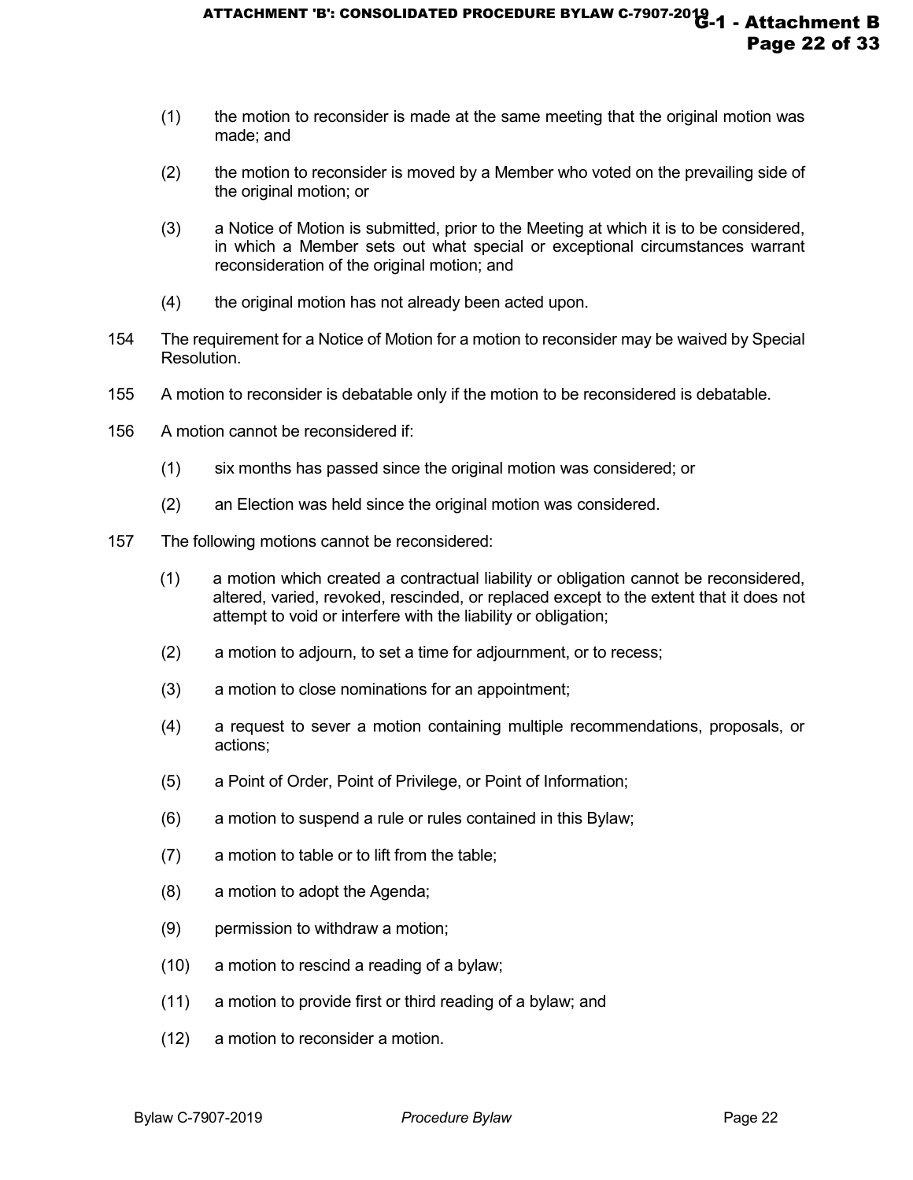(1) the motion to reconsider is made at the same meeting that the original motion was made; and

(2) the motion to reconsider is moved by a Member who voted on the prevailing side of the original motion; or

(3) a Notice of Motion is submitted, prior to the Meeting at which it is to be considered, in which a Member sets out what special or exceptional circumstances warrant reconsideration of the original motion; and

(4) the original motion has not already been acted upon.

154 The requirement for a Notice of Motion for a motion to reconsider may be waived by Special Resolution.

155 A motion to reconsider is debatable only if the motion to be reconsidered is debatable.

156 A motion cannot be reconsidered if:

(1) six months has passed since the original motion was considered; or

(2) an Election was held since the original motion was considered.

157 The following motions cannot be reconsidered:

(1) a motion which created a contractual liability or obligation cannot be reconsidered, altered, varied, revoked, rescinded, or replaced except to the extent that it does not attempt to void or interfere with the liability or obligation;

(2) a motion to adjourn, to set a time for adjournment, or to recess;

(3) a motion to close nominations for an appointment;

(4) a request to sever a motion containing multiple recommendations, proposals, or actions;

(5) a Point of Order, Point of Privilege, or Point of Information;

(6) a motion to suspend a rule or rules contained in this Bylaw;

(7) a motion to table or to lift from the table;

(8) a motion to adopt the Agenda;

(9) permission to withdraw a motion;

(10) a motion to rescind a reading of a bylaw;

(11) a motion to provide first or third reading of a bylaw; and

(12) a motion to reconsider a motion.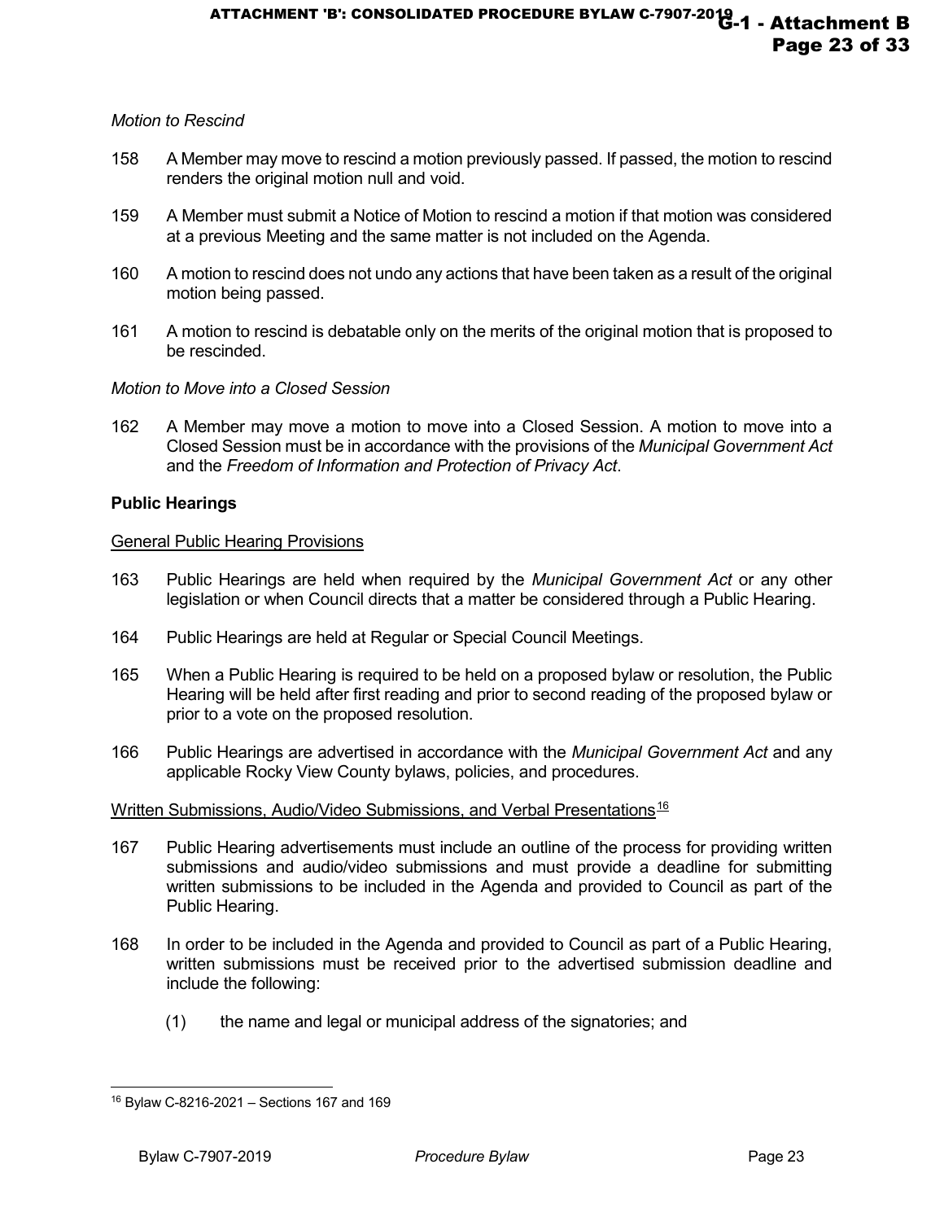*Motion to Rescind*

158 A Member may move to rescind a motion previously passed. If passed, the motion to rescind renders the original motion null and void.

159 A Member must submit a Notice of Motion to rescind a motion if that motion was considered at a previous Meeting and the same matter is not included on the Agenda.

160 A motion to rescind does not undo any actions that have been taken as a result of the original motion being passed.

161 A motion to rescind is debatable only on the merits of the original motion that is proposed to be rescinded.

*Motion to Move into a Closed Session*

162 A Member may move a motion to move into a Closed Session. A motion to move into a Closed Session must be in accordance with the provisions of the *Municipal Government Act* and the *Freedom of Information and Protection of Privacy Act*.

**Public Hearings**

General Public Hearing Provisions

163 Public Hearings are held when required by the *Municipal Government Act* or any other legislation or when Council directs that a matter be considered through a Public Hearing.

164 Public Hearings are held at Regular or Special Council Meetings.

165 When a Public Hearing is required to be held on a proposed bylaw or resolution, the Public Hearing will be held after first reading and prior to second reading of the proposed bylaw or prior to a vote on the proposed resolution.

166 Public Hearings are advertised in accordance with the *Municipal Government Act* and any applicable Rocky View County bylaws, policies, and procedures.

Written Submissions, Audio/Video Submissions, and Verbal Presentations[16]

167 Public Hearing advertisements must include an outline of the process for providing written submissions and audio/video submissions and must provide a deadline for submitting written submissions to be included in the Agenda and provided to Council as part of the Public Hearing.

168 In order to be included in the Agenda and provided to Council as part of a Public Hearing, written submissions must be received prior to the advertised submission deadline and include the following:

(1) the name and legal or municipal address of the signatories; and

[16] Bylaw C-8216-2021 – Sections 167 and 169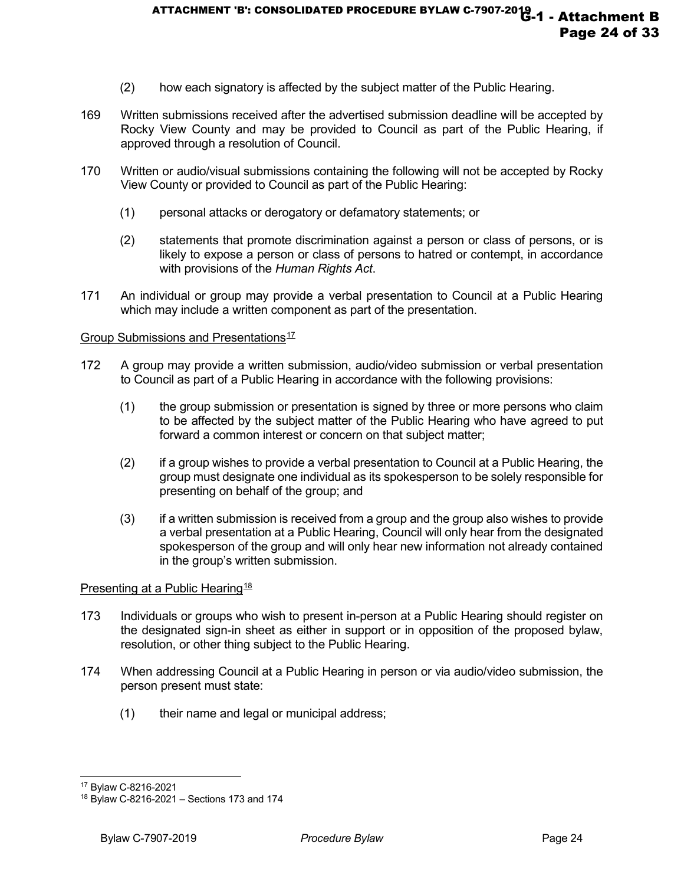(2) how each signatory is affected by the subject matter of the Public Hearing.

169 Written submissions received after the advertised submission deadline will be accepted by Rocky View County and may be provided to Council as part of the Public Hearing, if approved through a resolution of Council.

170 Written or audio/visual submissions containing the following will not be accepted by Rocky View County or provided to Council as part of the Public Hearing:

(1) personal attacks or derogatory or defamatory statements; or

(2) statements that promote discrimination against a person or class of persons, or is likely to expose a person or class of persons to hatred or contempt, in accordance with provisions of the *Human Rights Act*.

171 An individual or group may provide a verbal presentation to Council at a Public Hearing which may include a written component as part of the presentation.

Group Submissions and Presentations[17]

172 A group may provide a written submission, audio/video submission or verbal presentation to Council as part of a Public Hearing in accordance with the following provisions:

(1) the group submission or presentation is signed by three or more persons who claim to be affected by the subject matter of the Public Hearing who have agreed to put forward a common interest or concern on that subject matter;

(2) if a group wishes to provide a verbal presentation to Council at a Public Hearing, the group must designate one individual as its spokesperson to be solely responsible for presenting on behalf of the group; and

(3) if a written submission is received from a group and the group also wishes to provide a verbal presentation at a Public Hearing, Council will only hear from the designated spokesperson of the group and will only hear new information not already contained in the group's written submission.

Presenting at a Public Hearing[18]

173 Individuals or groups who wish to present in-person at a Public Hearing should register on the designated sign-in sheet as either in support or in opposition of the proposed bylaw, resolution, or other thing subject to the Public Hearing.

174 When addressing Council at a Public Hearing in person or via audio/video submission, the person present must state:

(1) their name and legal or municipal address;

---

[17] Bylaw C-8216-2021

[18] Bylaw C-8216-2021 – Sections 173 and 174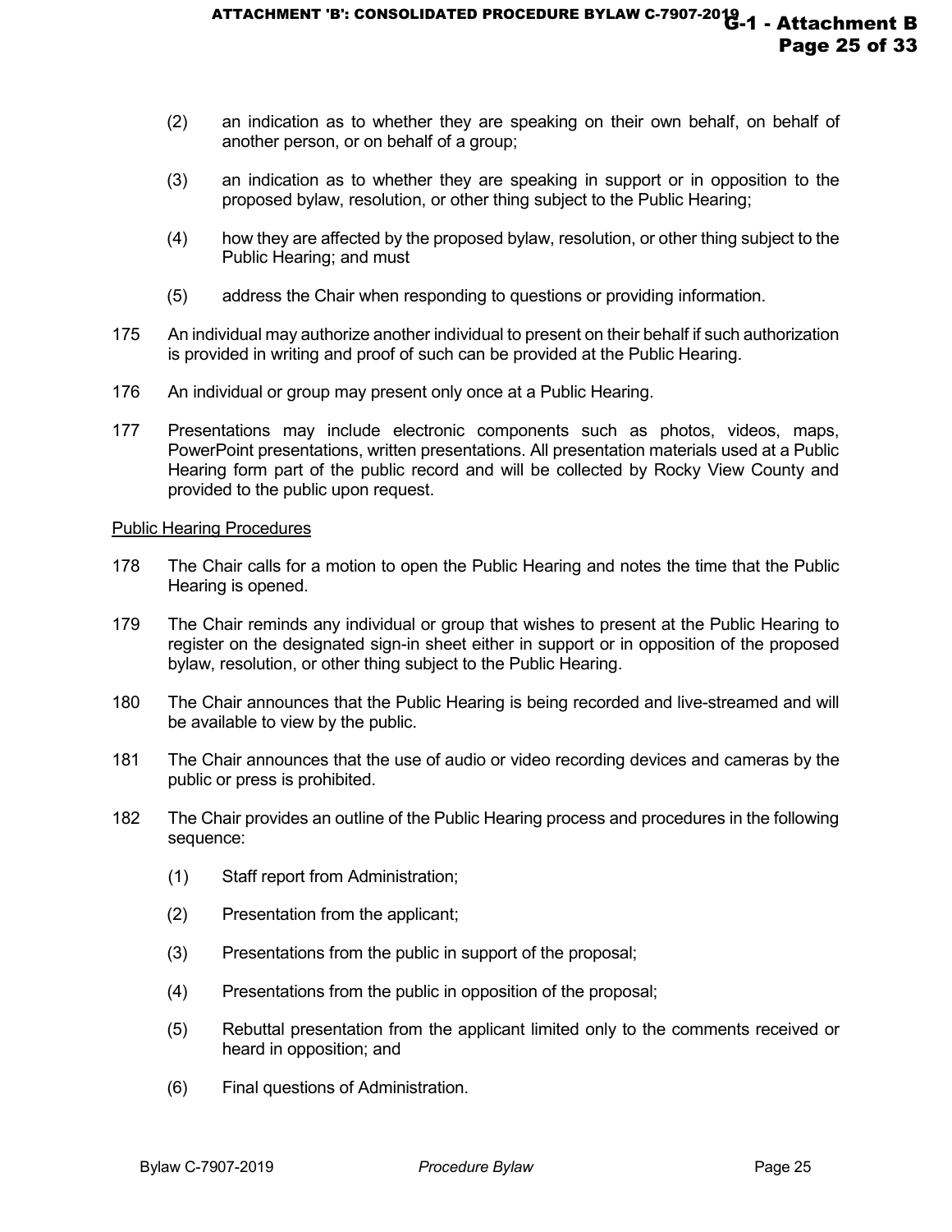(2) an indication as to whether they are speaking on their own behalf, on behalf of another person, or on behalf of a group;

(3) an indication as to whether they are speaking in support or in opposition to the proposed bylaw, resolution, or other thing subject to the Public Hearing;

(4) how they are affected by the proposed bylaw, resolution, or other thing subject to the Public Hearing; and must

(5) address the Chair when responding to questions or providing information.

175 An individual may authorize another individual to present on their behalf if such authorization is provided in writing and proof of such can be provided at the Public Hearing.

176 An individual or group may present only once at a Public Hearing.

177 Presentations may include electronic components such as photos, videos, maps, PowerPoint presentations, written presentations. All presentation materials used at a Public Hearing form part of the public record and will be collected by Rocky View County and provided to the public upon request.

<u>Public Hearing Procedures</u>

178 The Chair calls for a motion to open the Public Hearing and notes the time that the Public Hearing is opened.

179 The Chair reminds any individual or group that wishes to present at the Public Hearing to register on the designated sign-in sheet either in support or in opposition of the proposed bylaw, resolution, or other thing subject to the Public Hearing.

180 The Chair announces that the Public Hearing is being recorded and live-streamed and will be available to view by the public.

181 The Chair announces that the use of audio or video recording devices and cameras by the public or press is prohibited.

182 The Chair provides an outline of the Public Hearing process and procedures in the following sequence:

(1) Staff report from Administration;

(2) Presentation from the applicant;

(3) Presentations from the public in support of the proposal;

(4) Presentations from the public in opposition of the proposal;

(5) Rebuttal presentation from the applicant limited only to the comments received or heard in opposition; and

(6) Final questions of Administration.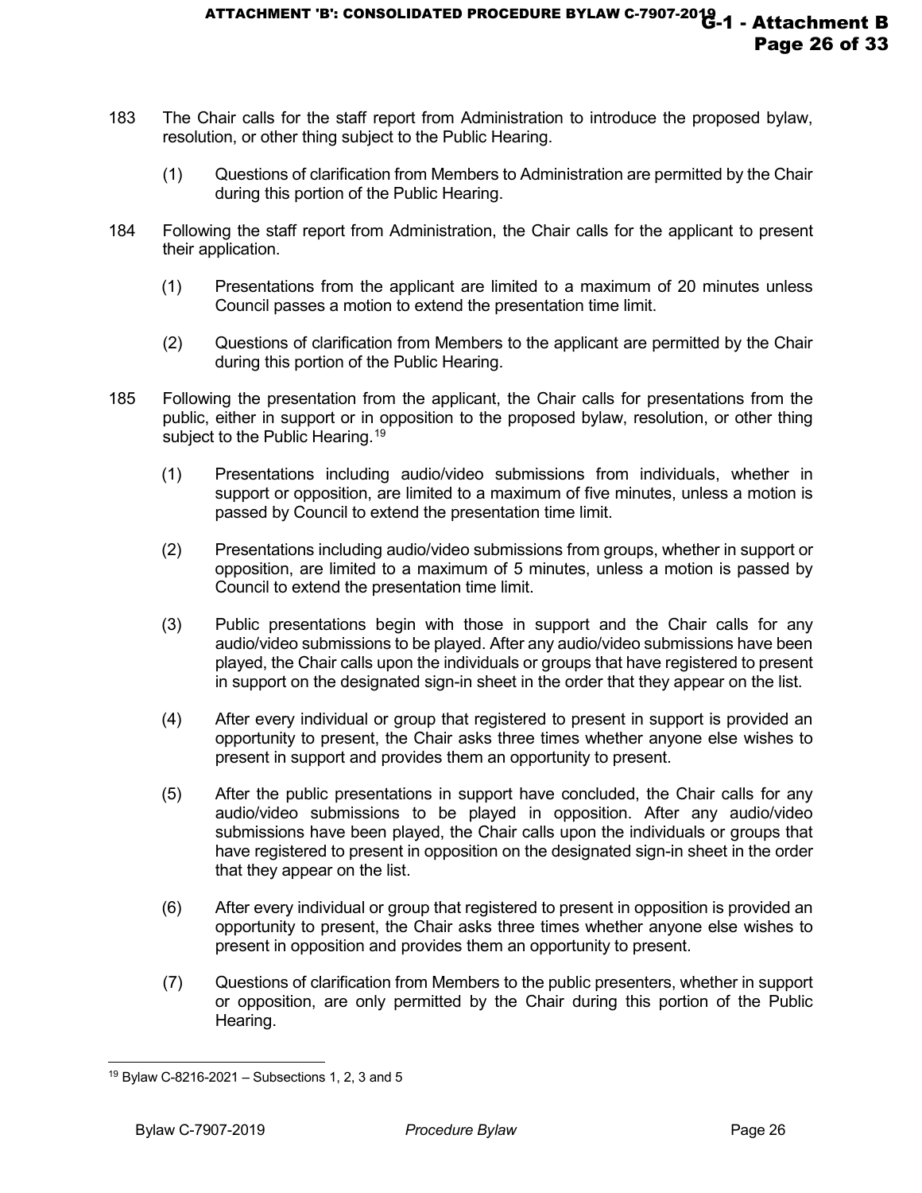183 The Chair calls for the staff report from Administration to introduce the proposed bylaw, resolution, or other thing subject to the Public Hearing.

(1) Questions of clarification from Members to Administration are permitted by the Chair during this portion of the Public Hearing.

184 Following the staff report from Administration, the Chair calls for the applicant to present their application.

(1) Presentations from the applicant are limited to a maximum of 20 minutes unless Council passes a motion to extend the presentation time limit.

(2) Questions of clarification from Members to the applicant are permitted by the Chair during this portion of the Public Hearing.

185 Following the presentation from the applicant, the Chair calls for presentations from the public, either in support or in opposition to the proposed bylaw, resolution, or other thing subject to the Public Hearing.[19]

(1) Presentations including audio/video submissions from individuals, whether in support or opposition, are limited to a maximum of five minutes, unless a motion is passed by Council to extend the presentation time limit.

(2) Presentations including audio/video submissions from groups, whether in support or opposition, are limited to a maximum of 5 minutes, unless a motion is passed by Council to extend the presentation time limit.

(3) Public presentations begin with those in support and the Chair calls for any audio/video submissions to be played. After any audio/video submissions have been played, the Chair calls upon the individuals or groups that have registered to present in support on the designated sign-in sheet in the order that they appear on the list.

(4) After every individual or group that registered to present in support is provided an opportunity to present, the Chair asks three times whether anyone else wishes to present in support and provides them an opportunity to present.

(5) After the public presentations in support have concluded, the Chair calls for any audio/video submissions to be played in opposition. After any audio/video submissions have been played, the Chair calls upon the individuals or groups that have registered to present in opposition on the designated sign-in sheet in the order that they appear on the list.

(6) After every individual or group that registered to present in opposition is provided an opportunity to present, the Chair asks three times whether anyone else wishes to present in opposition and provides them an opportunity to present.

(7) Questions of clarification from Members to the public presenters, whether in support or opposition, are only permitted by the Chair during this portion of the Public Hearing.

---

[19] Bylaw C-8216-2021 – Subsections 1, 2, 3 and 5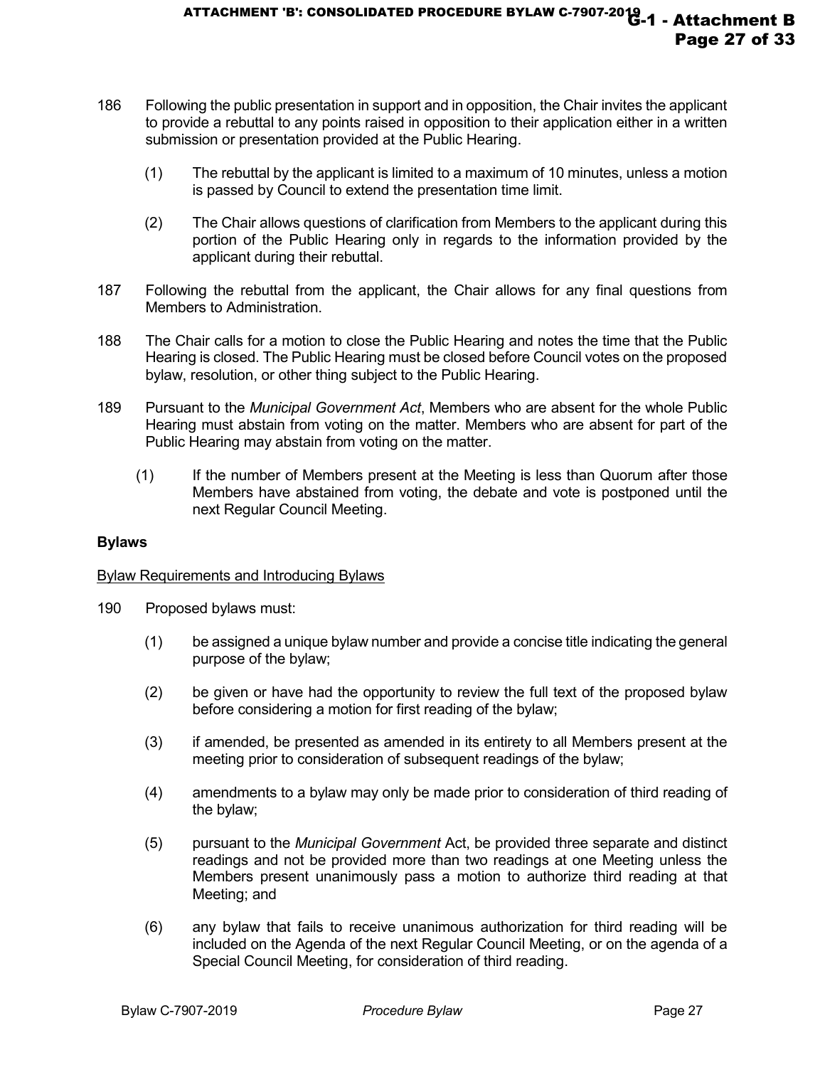186 Following the public presentation in support and in opposition, the Chair invites the applicant to provide a rebuttal to any points raised in opposition to their application either in a written submission or presentation provided at the Public Hearing.

(1) The rebuttal by the applicant is limited to a maximum of 10 minutes, unless a motion is passed by Council to extend the presentation time limit.

(2) The Chair allows questions of clarification from Members to the applicant during this portion of the Public Hearing only in regards to the information provided by the applicant during their rebuttal.

187 Following the rebuttal from the applicant, the Chair allows for any final questions from Members to Administration.

188 The Chair calls for a motion to close the Public Hearing and notes the time that the Public Hearing is closed. The Public Hearing must be closed before Council votes on the proposed bylaw, resolution, or other thing subject to the Public Hearing.

189 Pursuant to the *Municipal Government Act*, Members who are absent for the whole Public Hearing must abstain from voting on the matter. Members who are absent for part of the Public Hearing may abstain from voting on the matter.

(1) If the number of Members present at the Meeting is less than Quorum after those Members have abstained from voting, the debate and vote is postponed until the next Regular Council Meeting.

**Bylaws**

Bylaw Requirements and Introducing Bylaws

190 Proposed bylaws must:

(1) be assigned a unique bylaw number and provide a concise title indicating the general purpose of the bylaw;

(2) be given or have had the opportunity to review the full text of the proposed bylaw before considering a motion for first reading of the bylaw;

(3) if amended, be presented as amended in its entirety to all Members present at the meeting prior to consideration of subsequent readings of the bylaw;

(4) amendments to a bylaw may only be made prior to consideration of third reading of the bylaw;

(5) pursuant to the *Municipal Government* Act, be provided three separate and distinct readings and not be provided more than two readings at one Meeting unless the Members present unanimously pass a motion to authorize third reading at that Meeting; and

(6) any bylaw that fails to receive unanimous authorization for third reading will be included on the Agenda of the next Regular Council Meeting, or on the agenda of a Special Council Meeting, for consideration of third reading.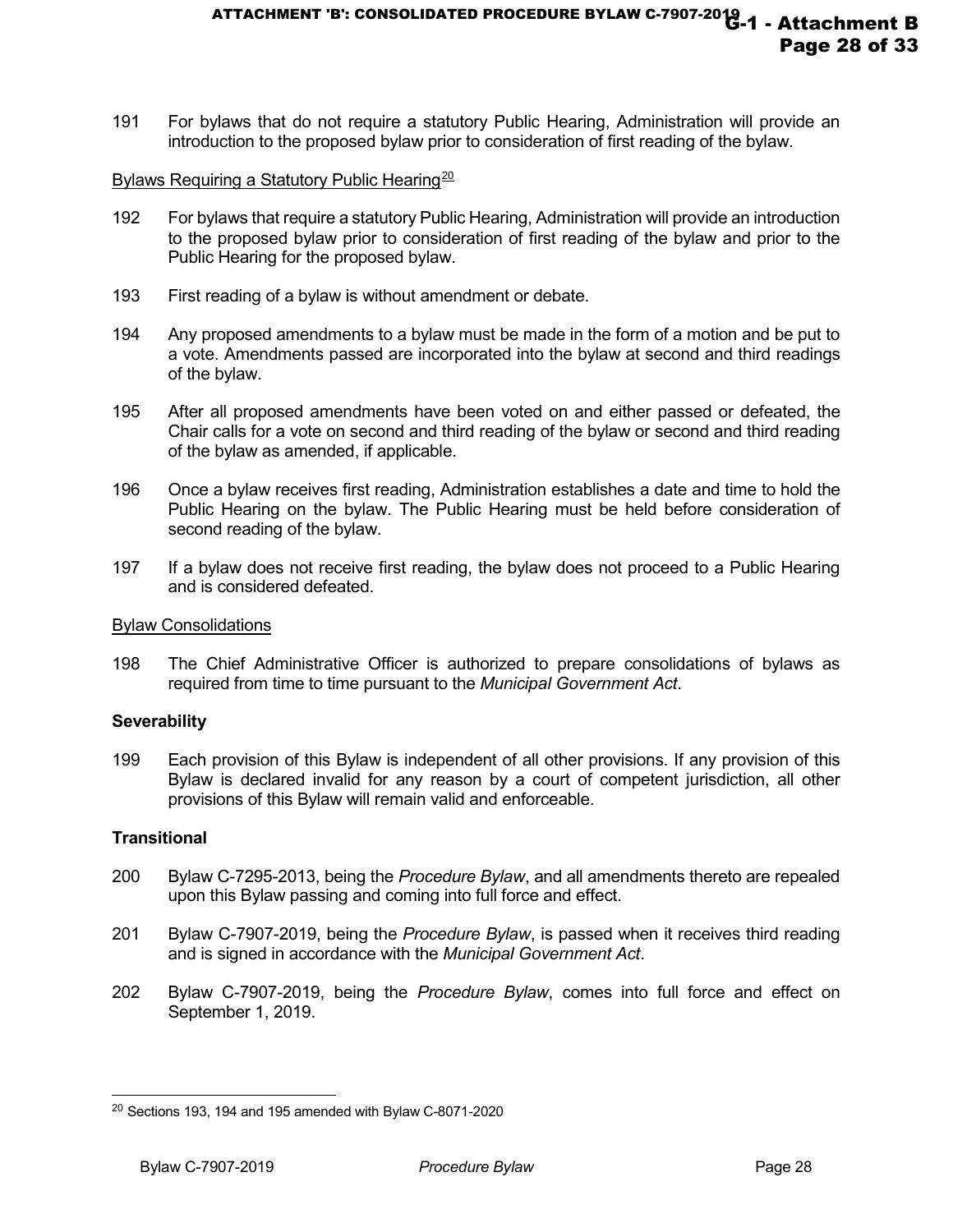191 For bylaws that do not require a statutory Public Hearing, Administration will provide an introduction to the proposed bylaw prior to consideration of first reading of the bylaw.

Bylaws Requiring a Statutory Public Hearing[20]

192 For bylaws that require a statutory Public Hearing, Administration will provide an introduction to the proposed bylaw prior to consideration of first reading of the bylaw and prior to the Public Hearing for the proposed bylaw.

193 First reading of a bylaw is without amendment or debate.

194 Any proposed amendments to a bylaw must be made in the form of a motion and be put to a vote. Amendments passed are incorporated into the bylaw at second and third readings of the bylaw.

195 After all proposed amendments have been voted on and either passed or defeated, the Chair calls for a vote on second and third reading of the bylaw or second and third reading of the bylaw as amended, if applicable.

196 Once a bylaw receives first reading, Administration establishes a date and time to hold the Public Hearing on the bylaw. The Public Hearing must be held before consideration of second reading of the bylaw.

197 If a bylaw does not receive first reading, the bylaw does not proceed to a Public Hearing and is considered defeated.

Bylaw Consolidations

198 The Chief Administrative Officer is authorized to prepare consolidations of bylaws as required from time to time pursuant to the *Municipal Government Act*.

**Severability**

199 Each provision of this Bylaw is independent of all other provisions. If any provision of this Bylaw is declared invalid for any reason by a court of competent jurisdiction, all other provisions of this Bylaw will remain valid and enforceable.

**Transitional**

200 Bylaw C-7295-2013, being the *Procedure Bylaw*, and all amendments thereto are repealed upon this Bylaw passing and coming into full force and effect.

201 Bylaw C-7907-2019, being the *Procedure Bylaw*, is passed when it receives third reading and is signed in accordance with the *Municipal Government Act*.

202 Bylaw C-7907-2019, being the *Procedure Bylaw*, comes into full force and effect on September 1, 2019.

---

[20] Sections 193, 194 and 195 amended with Bylaw C-8071-2020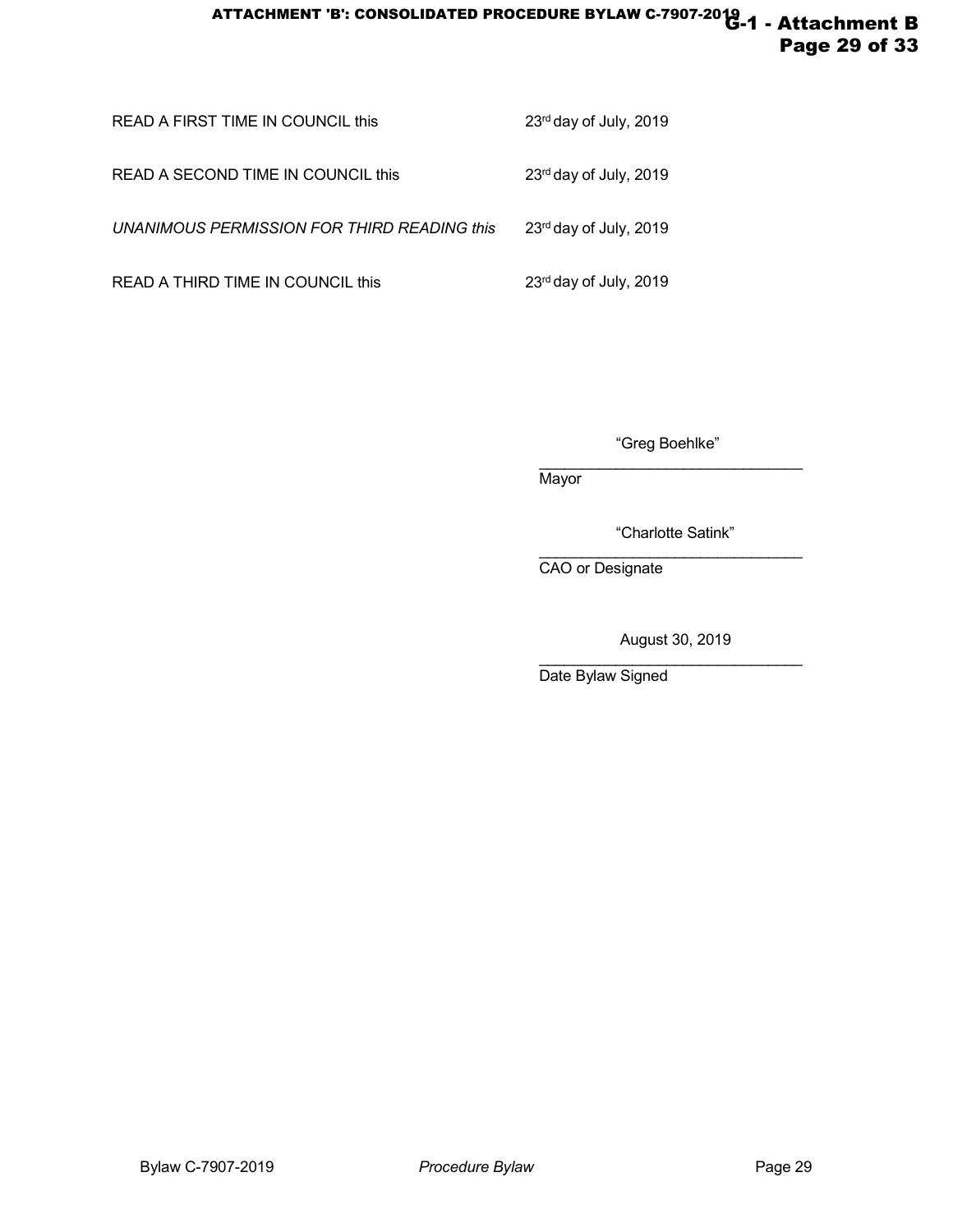READ A FIRST TIME IN COUNCIL this 23rd day of July, 2019

READ A SECOND TIME IN COUNCIL this 23rd day of July, 2019

*UNANIMOUS PERMISSION FOR THIRD READING this* 23rd day of July, 2019

READ A THIRD TIME IN COUNCIL this 23rd day of July, 2019

"Greg Boehlke"
_______________________________
Mayor

"Charlotte Satink"
_______________________________
CAO or Designate

August 30, 2019
_______________________________
Date Bylaw Signed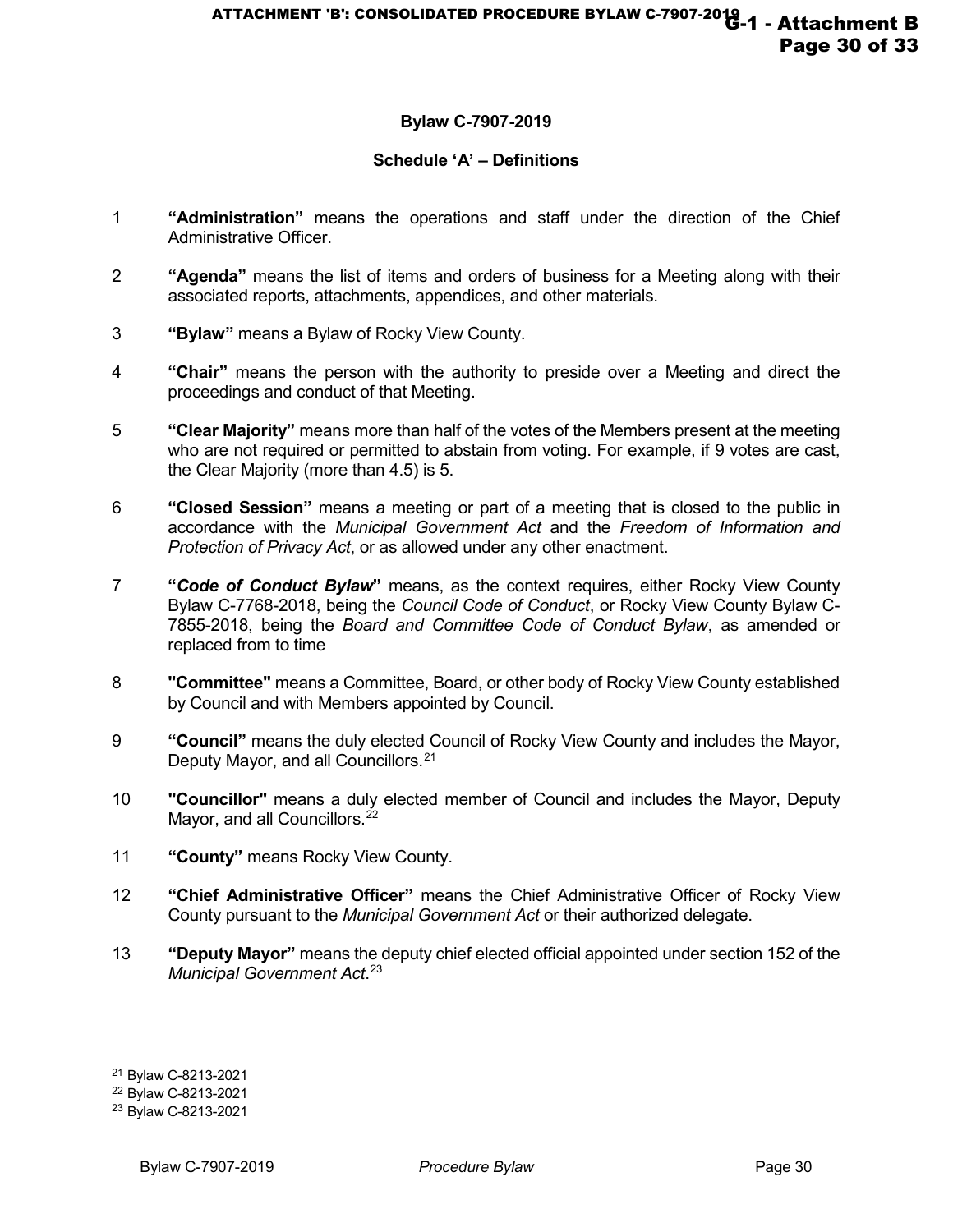**Bylaw C-7907-2019**

**Schedule 'A' – Definitions**

1 **"Administration"** means the operations and staff under the direction of the Chief Administrative Officer.

2 **"Agenda"** means the list of items and orders of business for a Meeting along with their associated reports, attachments, appendices, and other materials.

3 **"Bylaw"** means a Bylaw of Rocky View County.

4 **"Chair"** means the person with the authority to preside over a Meeting and direct the proceedings and conduct of that Meeting.

5 **"Clear Majority"** means more than half of the votes of the Members present at the meeting who are not required or permitted to abstain from voting. For example, if 9 votes are cast, the Clear Majority (more than 4.5) is 5.

6 **"Closed Session"** means a meeting or part of a meeting that is closed to the public in accordance with the *Municipal Government Act* and the *Freedom of Information and Protection of Privacy Act*, or as allowed under any other enactment.

7 **"*Code of Conduct Bylaw*"** means, as the context requires, either Rocky View County Bylaw C-7768-2018, being the *Council Code of Conduct*, or Rocky View County Bylaw C-7855-2018, being the *Board and Committee Code of Conduct Bylaw*, as amended or replaced from to time

8 **"Committee"** means a Committee, Board, or other body of Rocky View County established by Council and with Members appointed by Council.

9 **"Council"** means the duly elected Council of Rocky View County and includes the Mayor, Deputy Mayor, and all Councillors.[21]

10 **"Councillor"** means a duly elected member of Council and includes the Mayor, Deputy Mayor, and all Councillors.[22]

11 **"County"** means Rocky View County.

12 **"Chief Administrative Officer"** means the Chief Administrative Officer of Rocky View County pursuant to the *Municipal Government Act* or their authorized delegate.

13 **"Deputy Mayor"** means the deputy chief elected official appointed under section 152 of the *Municipal Government Act*.[23]

---

[21] Bylaw C-8213-2021

[22] Bylaw C-8213-2021

[23] Bylaw C-8213-2021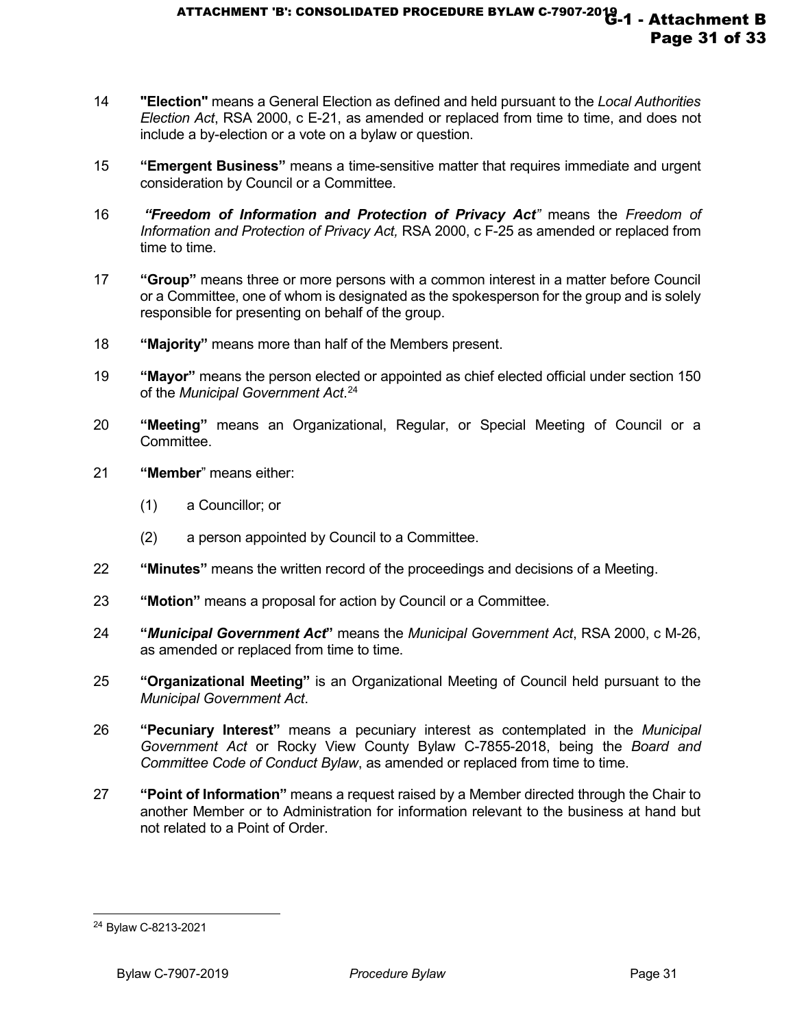14 **"Election"** means a General Election as defined and held pursuant to the *Local Authorities Election Act*, RSA 2000, c E-21, as amended or replaced from time to time, and does not include a by-election or a vote on a bylaw or question.

15 **"Emergent Business"** means a time-sensitive matter that requires immediate and urgent consideration by Council or a Committee.

16 ***"Freedom of Information and Protection of Privacy Act"*** means the *Freedom of Information and Protection of Privacy Act,* RSA 2000, c F-25 as amended or replaced from time to time.

17 **"Group"** means three or more persons with a common interest in a matter before Council or a Committee, one of whom is designated as the spokesperson for the group and is solely responsible for presenting on behalf of the group.

18 **"Majority"** means more than half of the Members present.

19 **"Mayor"** means the person elected or appointed as chief elected official under section 150 of the *Municipal Government Act*.[24]

20 **"Meeting"** means an Organizational, Regular, or Special Meeting of Council or a Committee.

21 **"Member"** means either:

(1) a Councillor; or

(2) a person appointed by Council to a Committee.

22 **"Minutes"** means the written record of the proceedings and decisions of a Meeting.

23 **"Motion"** means a proposal for action by Council or a Committee.

24 **"*Municipal Government Act*"** means the *Municipal Government Act*, RSA 2000, c M-26, as amended or replaced from time to time.

25 **"Organizational Meeting"** is an Organizational Meeting of Council held pursuant to the *Municipal Government Act*.

26 **"Pecuniary Interest"** means a pecuniary interest as contemplated in the *Municipal Government Act* or Rocky View County Bylaw C-7855-2018, being the *Board and Committee Code of Conduct Bylaw*, as amended or replaced from time to time.

27 **"Point of Information"** means a request raised by a Member directed through the Chair to another Member or to Administration for information relevant to the business at hand but not related to a Point of Order.

---

[24] Bylaw C-8213-2021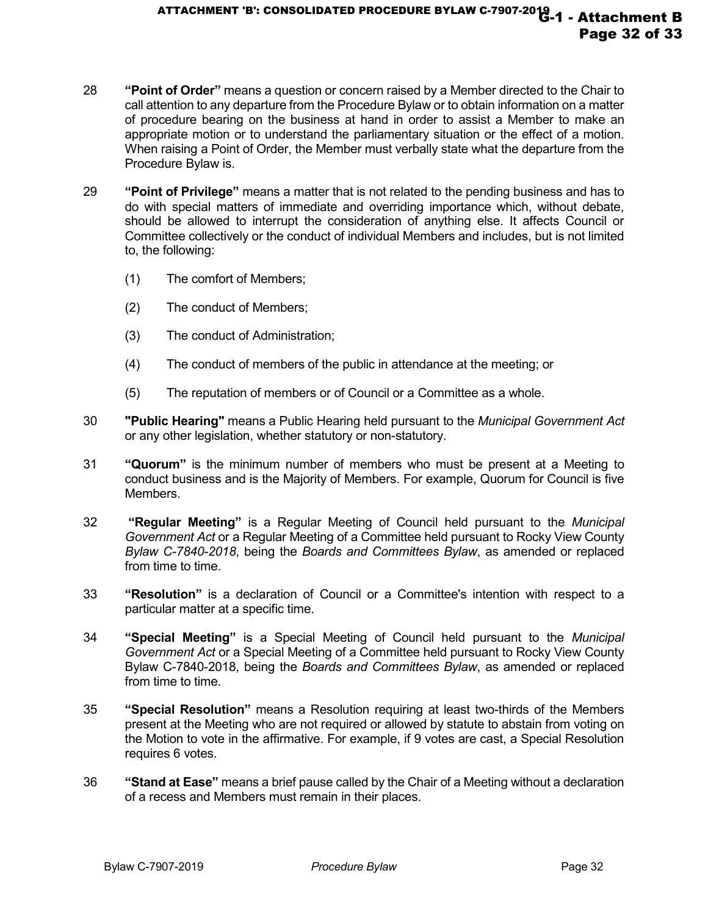28 **"Point of Order"** means a question or concern raised by a Member directed to the Chair to call attention to any departure from the Procedure Bylaw or to obtain information on a matter of procedure bearing on the business at hand in order to assist a Member to make an appropriate motion or to understand the parliamentary situation or the effect of a motion. When raising a Point of Order, the Member must verbally state what the departure from the Procedure Bylaw is.

29 **"Point of Privilege"** means a matter that is not related to the pending business and has to do with special matters of immediate and overriding importance which, without debate, should be allowed to interrupt the consideration of anything else. It affects Council or Committee collectively or the conduct of individual Members and includes, but is not limited to, the following:

(1) The comfort of Members;

(2) The conduct of Members;

(3) The conduct of Administration;

(4) The conduct of members of the public in attendance at the meeting; or

(5) The reputation of members or of Council or a Committee as a whole.

30 **"Public Hearing"** means a Public Hearing held pursuant to the *Municipal Government Act* or any other legislation, whether statutory or non-statutory.

31 **"Quorum"** is the minimum number of members who must be present at a Meeting to conduct business and is the Majority of Members. For example, Quorum for Council is five Members.

32 **"Regular Meeting"** is a Regular Meeting of Council held pursuant to the *Municipal Government Act* or a Regular Meeting of a Committee held pursuant to Rocky View County *Bylaw C-7840-2018*, being the *Boards and Committees Bylaw*, as amended or replaced from time to time.

33 **"Resolution"** is a declaration of Council or a Committee's intention with respect to a particular matter at a specific time.

34 **"Special Meeting"** is a Special Meeting of Council held pursuant to the *Municipal Government Act* or a Special Meeting of a Committee held pursuant to Rocky View County Bylaw C-7840-2018, being the *Boards and Committees Bylaw*, as amended or replaced from time to time.

35 **"Special Resolution"** means a Resolution requiring at least two-thirds of the Members present at the Meeting who are not required or allowed by statute to abstain from voting on the Motion to vote in the affirmative. For example, if 9 votes are cast, a Special Resolution requires 6 votes.

36 **"Stand at Ease"** means a brief pause called by the Chair of a Meeting without a declaration of a recess and Members must remain in their places.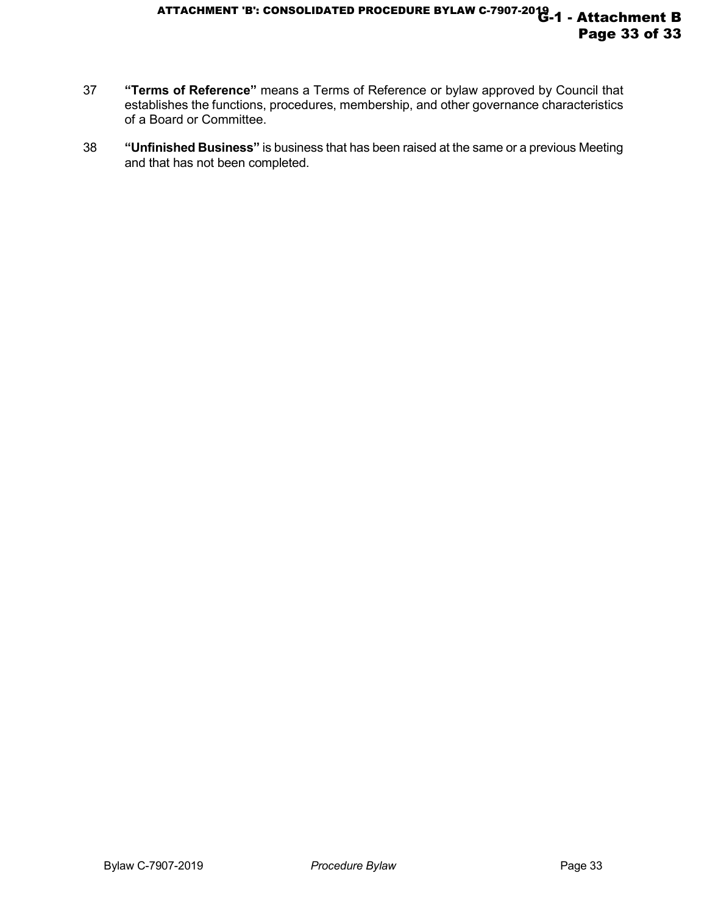37 **"Terms of Reference"** means a Terms of Reference or bylaw approved by Council that establishes the functions, procedures, membership, and other governance characteristics of a Board or Committee.

38 **"Unfinished Business"** is business that has been raised at the same or a previous Meeting and that has not been completed.